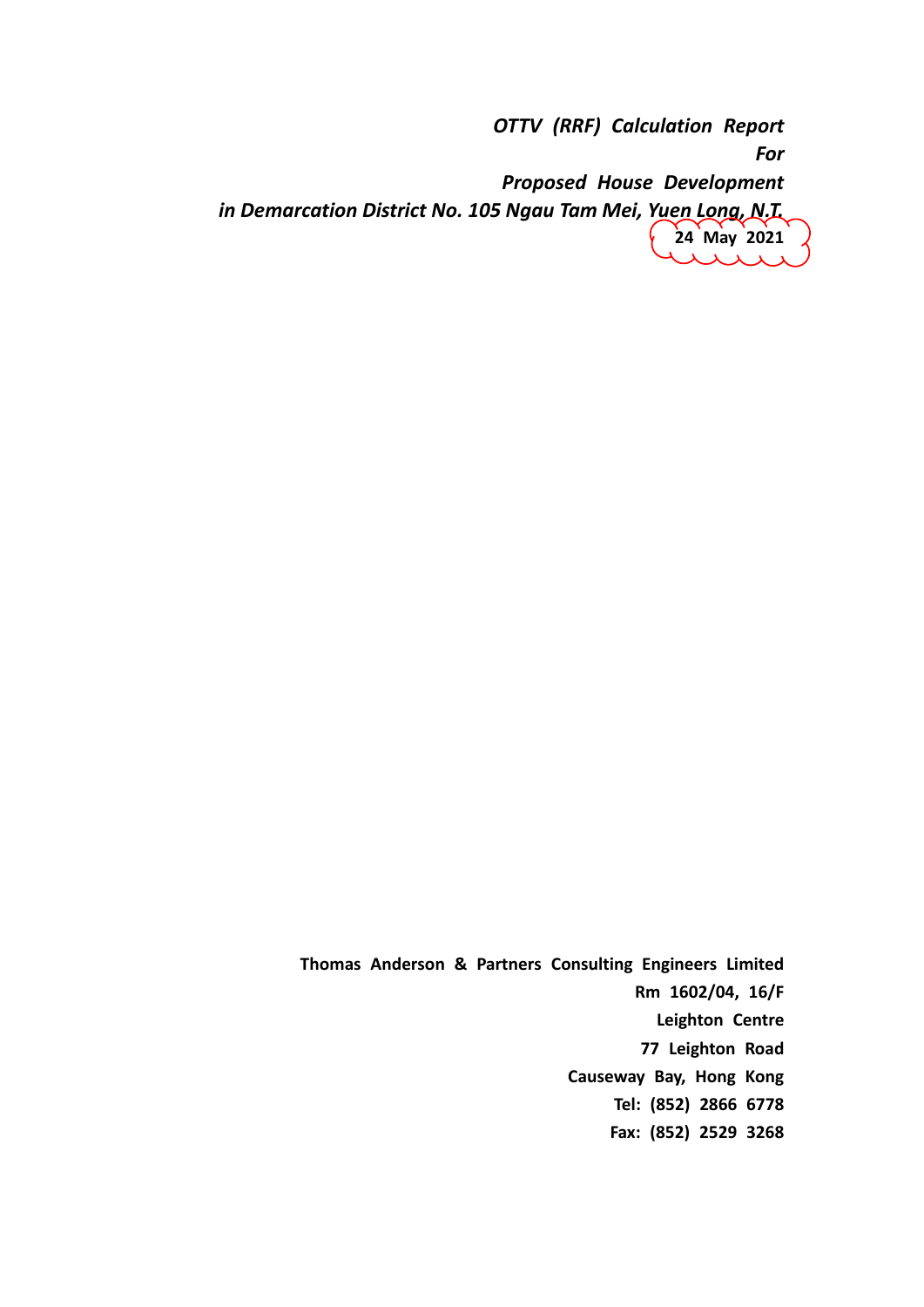*OTTV (RRF) Calculation Report*

*For*

*Proposed House Development*

*in Demarcation District No. 105 Ngau Tam Mei, Yuen Long, N.T.*

**24 May 2021**

**Thomas Anderson & Partners Consulting Engineers Limited**

**Rm 1602/04, 16/F**

**Leighton Centre**

**77 Leighton Road**

**Causeway Bay, Hong Kong**

**Tel: (852) 2866 6778**

**Fax: (852) 2529 3268**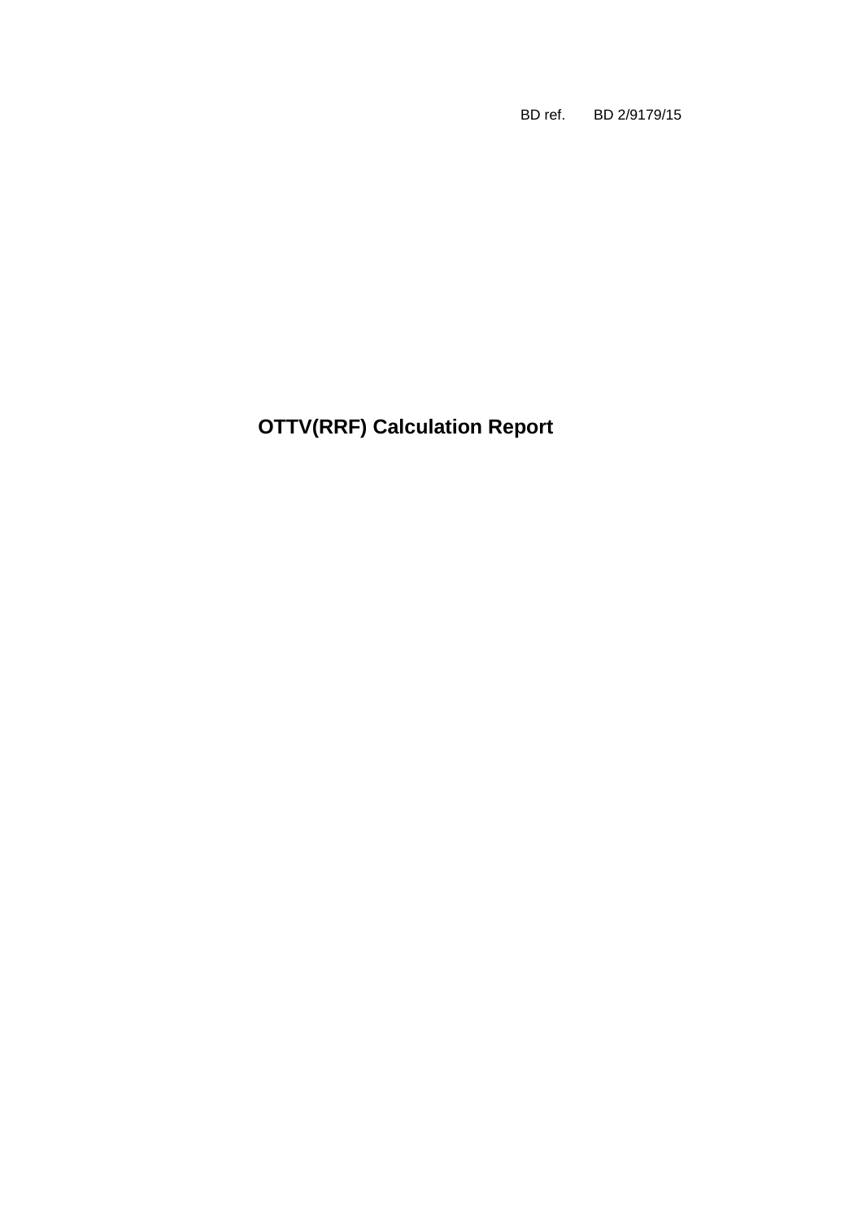BD ref. BD 2/9179/15

# OTTV(RRF) Calculation Report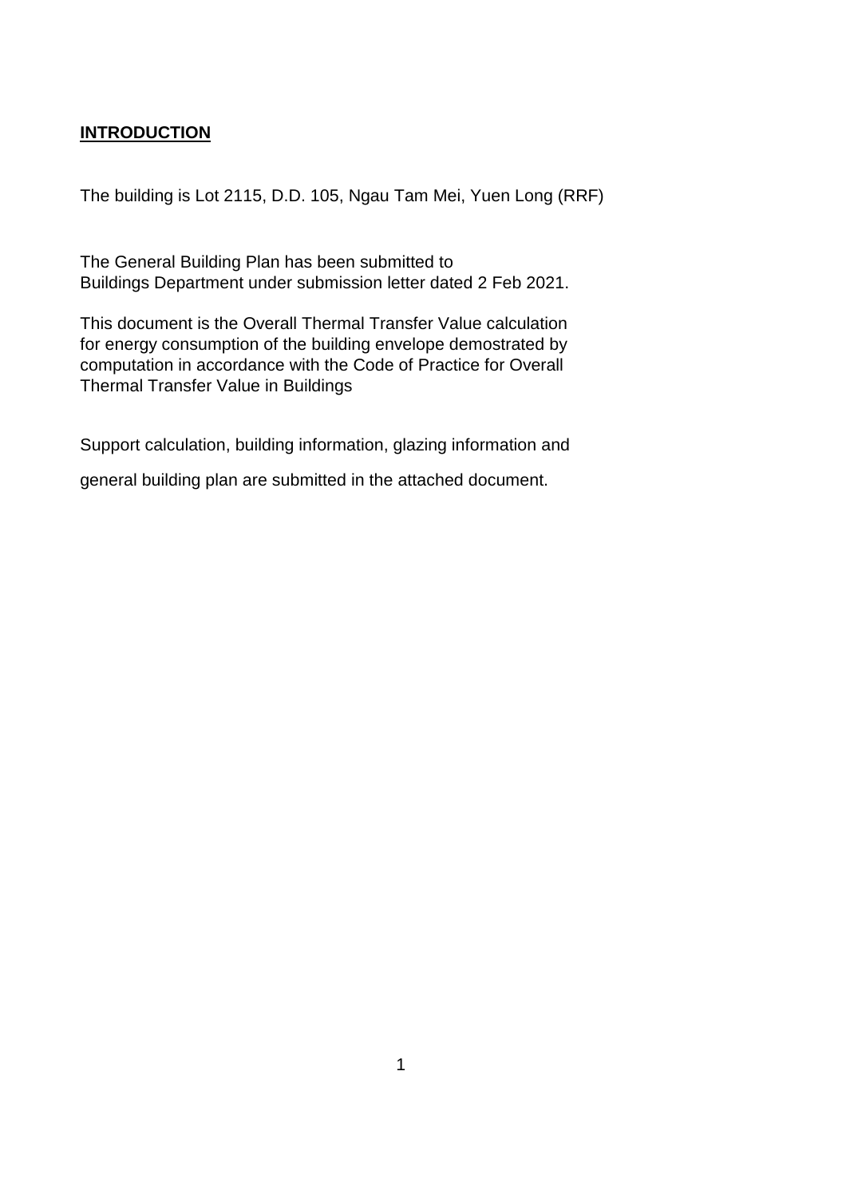## **INTRODUCTION**

The building is Lot 2115, D.D. 105, Ngau Tam Mei, Yuen Long (RRF)

The General Building Plan has been submitted to Buildings Department under submission letter dated 2 Feb 2021.

This document is the Overall Thermal Transfer Value calculation for energy consumption of the building envelope demostrated by computation in accordance with the Code of Practice for Overall Thermal Transfer Value in Buildings

Support calculation, building information, glazing information and general building plan are submitted in the attached document.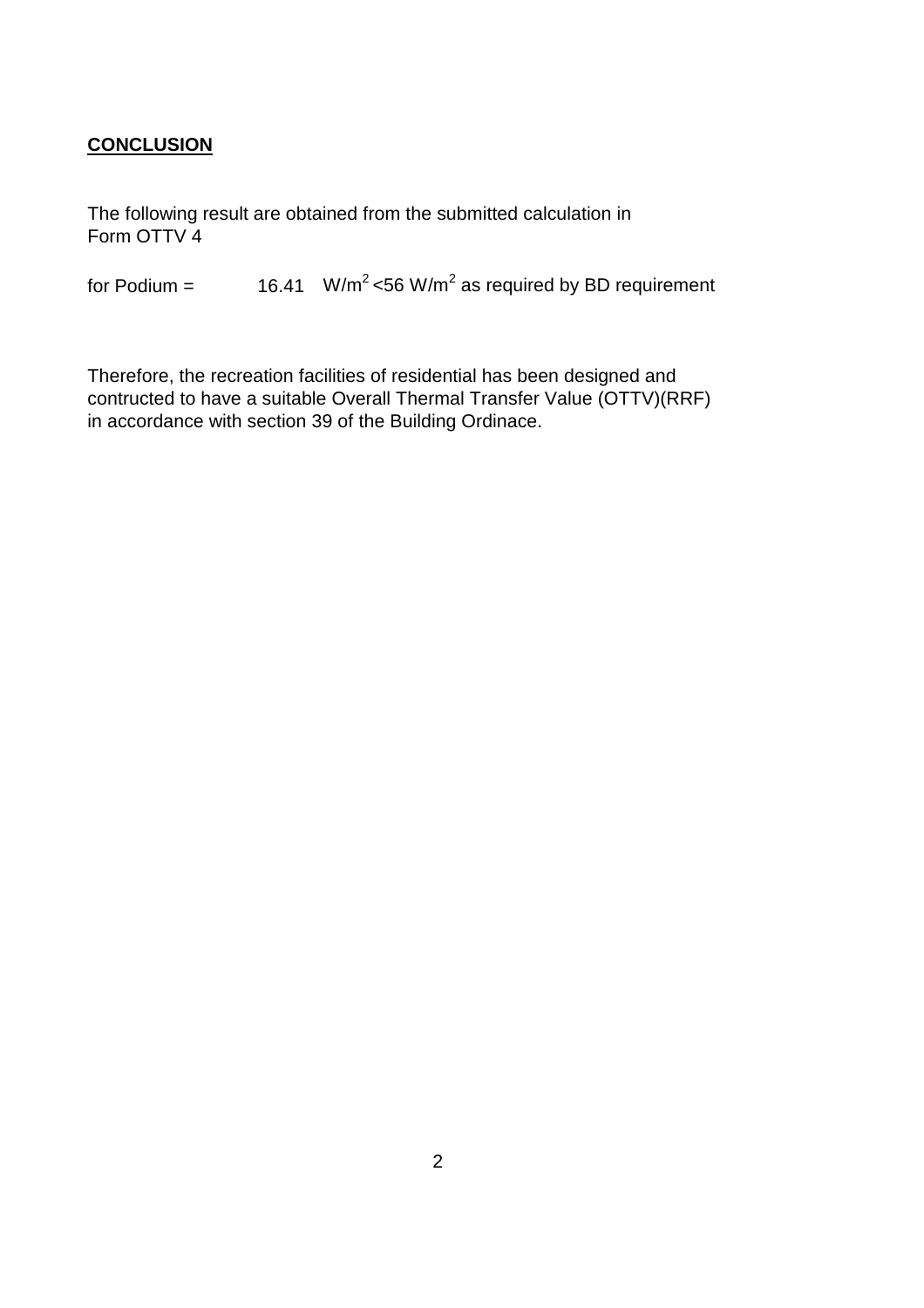**CONCLUSION**

The following result are obtained from the submitted calculation in
Form OTTV 4

for Podium = 16.41 $W/m^2$ <56 $W/m^2$ as required by BD requirement

Therefore, the recreation facilities of residential has been designed and contructed to have a suitable Overall Thermal Transfer Value (OTTV)(RRF) in accordance with section 39 of the Building Ordinace.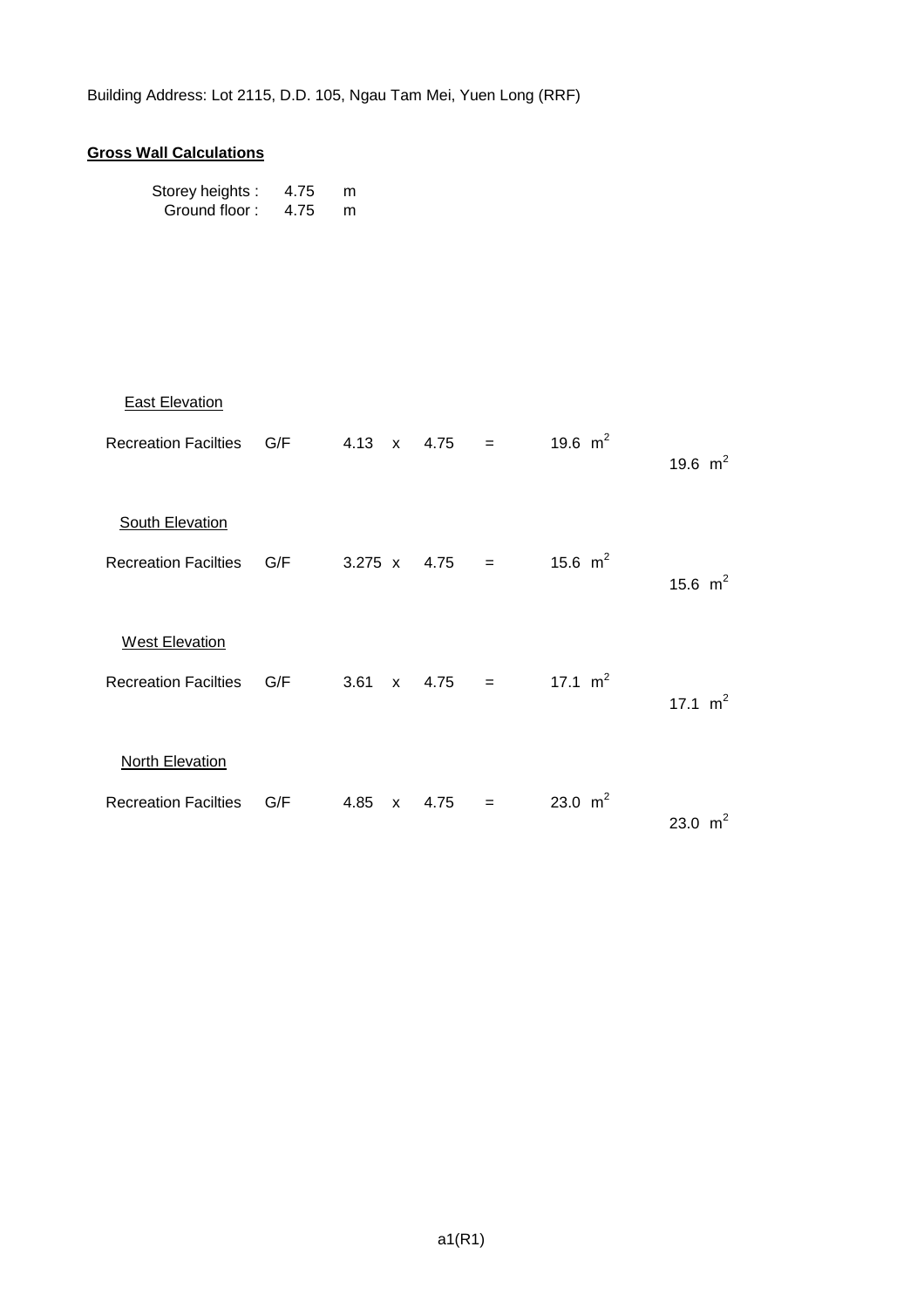Building Address: Lot 2115, D.D. 105, Ngau Tam Mei, Yuen Long (RRF)

**Gross Wall Calculations**

Storey heights : 4.75 m
Ground floor : 4.75 m

East Elevation

| | | | | | | | |
|---|---|---|---|---|---|---|---|
| Recreation Facilties | G/F | 4.13 | x | 4.75 | = | 19.6 $m^2$ | 19.6 $m^2$ |

South Elevation

| | | | | | | | |
|---|---|---|---|---|---|---|---|
| Recreation Facilties | G/F | 3.275 | x | 4.75 | = | 15.6 $m^2$ | 15.6 $m^2$ |

West Elevation

| | | | | | | | |
|---|---|---|---|---|---|---|---|
| Recreation Facilties | G/F | 3.61 | x | 4.75 | = | 17.1 $m^2$ | 17.1 $m^2$ |

North Elevation

| | | | | | | | |
|---|---|---|---|---|---|---|---|
| Recreation Facilties | G/F | 4.85 | x | 4.75 | = | 23.0 $m^2$ | 23.0 $m^2$ |

a1(R1)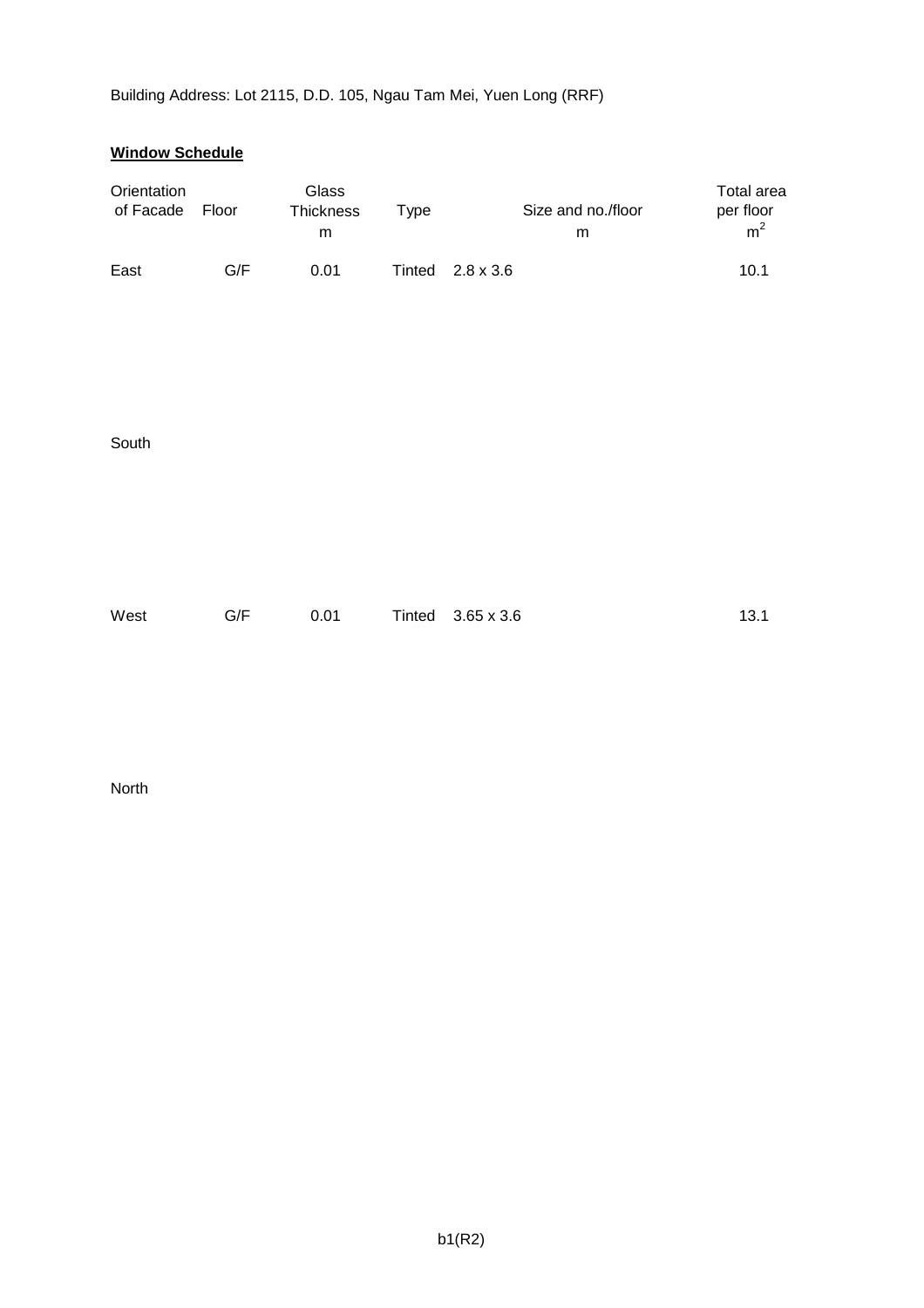Building Address: Lot 2115, D.D. 105, Ngau Tam Mei, Yuen Long (RRF)

**Window Schedule**

| Orientation of Facade | Floor | Glass Thickness m | Type | Size and no./floor m | Total area per floor $m^2$ |
|---|---|---|---|---|---|
| East | G/F | 0.01 | Tinted | 2.8 x 3.6 | 10.1 |
| South | | | | | |
| West | G/F | 0.01 | Tinted | 3.65 x 3.6 | 13.1 |
| North | | | | | |

b1(R2)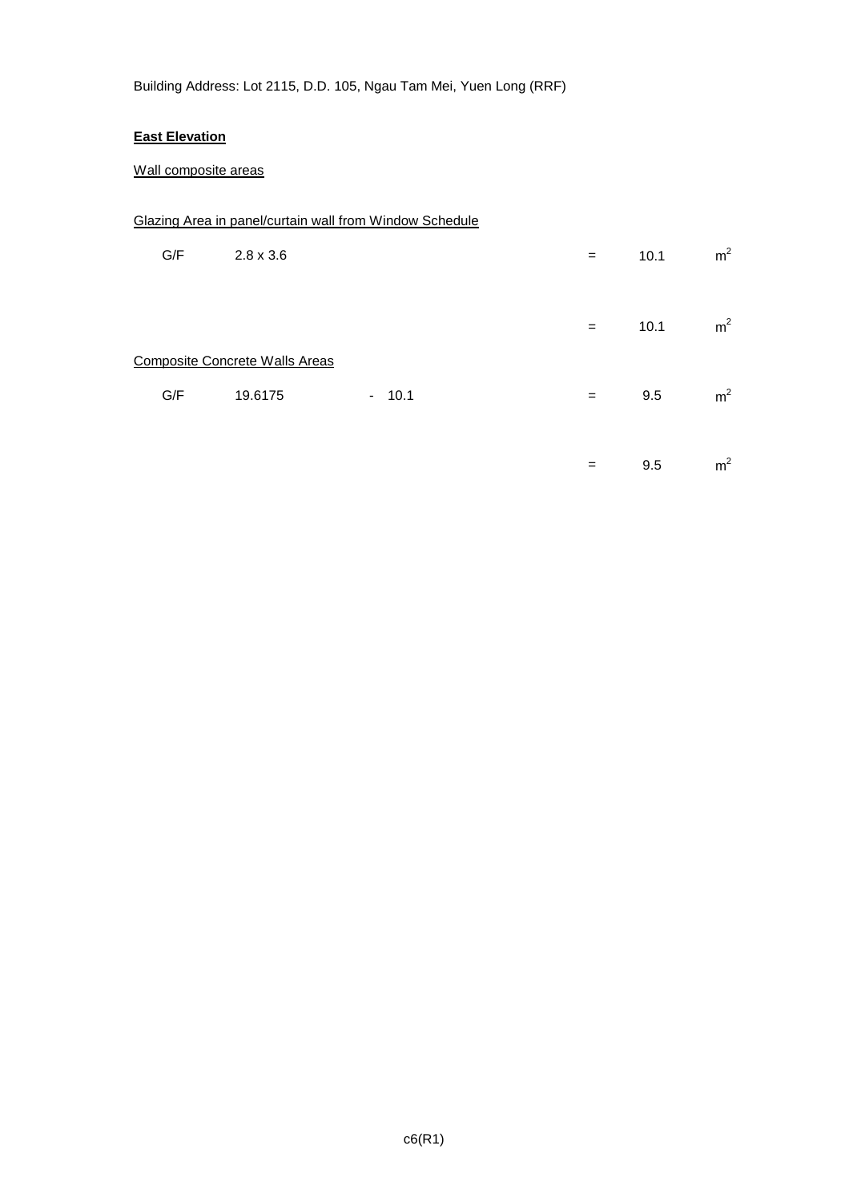Building Address: Lot 2115, D.D. 105, Ngau Tam Mei, Yuen Long (RRF)

**East Elevation**

Wall composite areas

Glazing Area in panel/curtain wall from Window Schedule

| | | | | | |
|---|---|---|---|---|---|
| G/F | 2.8 x 3.6 | | = | 10.1 | $m^2$ |
| | | | = | 10.1 | $m^2$ |

Composite Concrete Walls Areas

| | | | | | |
|---|---|---|---|---|---|
| G/F | 19.6175 | - 10.1 | = | 9.5 | $m^2$ |
| | | | = | 9.5 | $m^2$ |

c6(R1)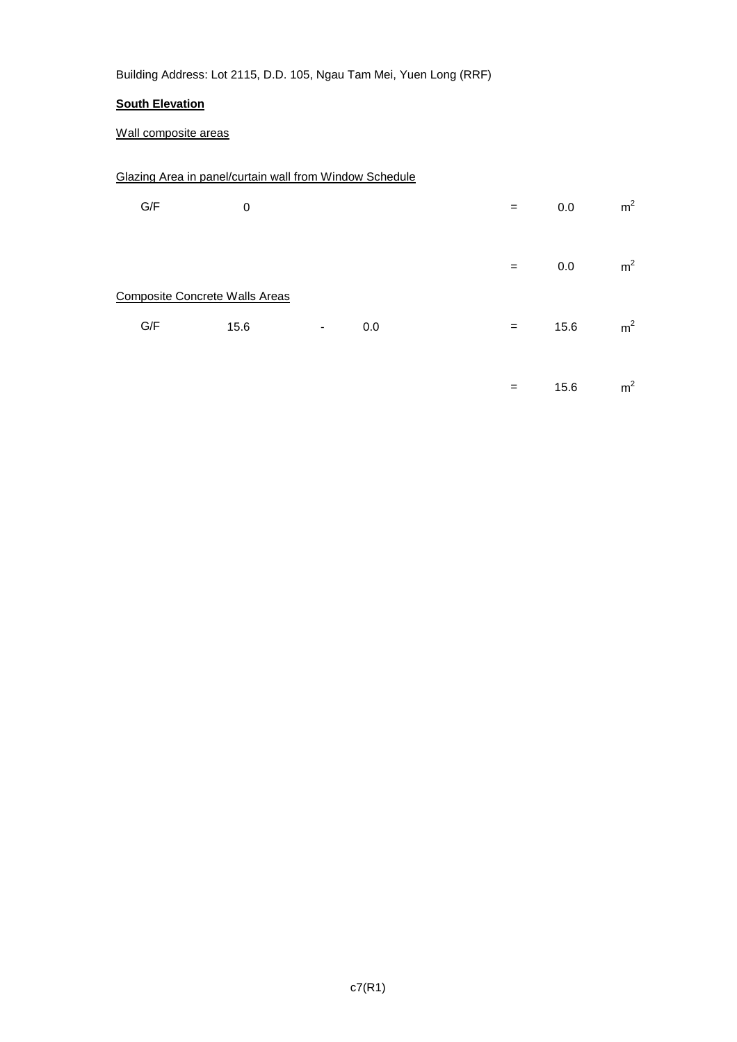Building Address: Lot 2115, D.D. 105, Ngau Tam Mei, Yuen Long (RRF)

**South Elevation**

Wall composite areas

Glazing Area in panel/curtain wall from Window Schedule

| | | | | | | |
|---|---|---|---|---|---|---|
| G/F | 0 | | | = | 0.0 | $m^2$ |
| | | | | = | 0.0 | $m^2$ |

Composite Concrete Walls Areas

| | | | | | | |
|---|---|---|---|---|---|---|
| G/F | 15.6 | - | 0.0 | = | 15.6 | $m^2$ |
| | | | | = | 15.6 | $m^2$ |

c7(R1)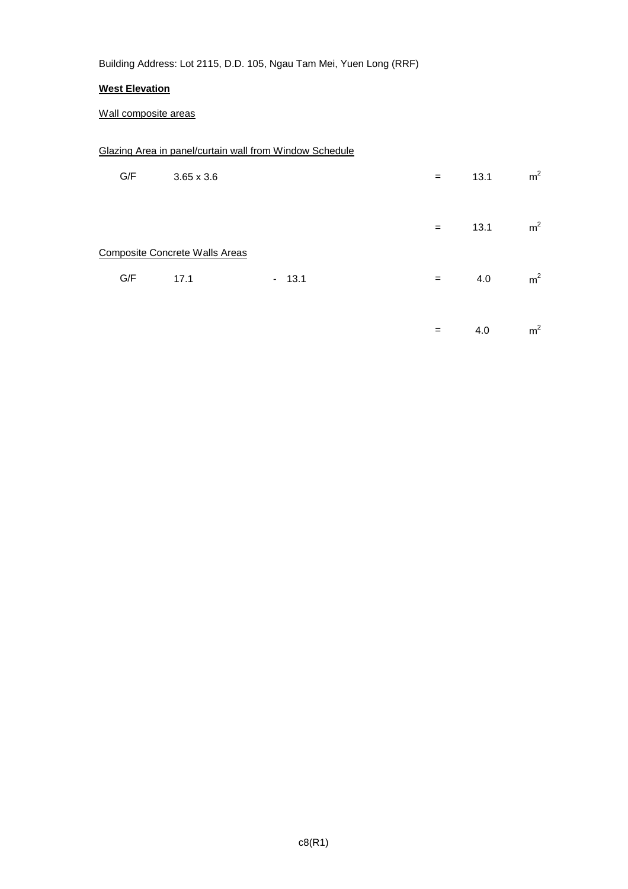Building Address: Lot 2115, D.D. 105, Ngau Tam Mei, Yuen Long (RRF)

**West Elevation**

Wall composite areas

Glazing Area in panel/curtain wall from Window Schedule

| | | | | | |
|---|---|---|---|---|---|
| G/F | 3.65 x 3.6 | | = | 13.1 | $m^2$ |
| | | | = | 13.1 | $m^2$ |

Composite Concrete Walls Areas

| | | | | | |
|---|---|---|---|---|---|
| G/F | 17.1 | - 13.1 | = | 4.0 | $m^2$ |
| | | | = | 4.0 | $m^2$ |

c8(R1)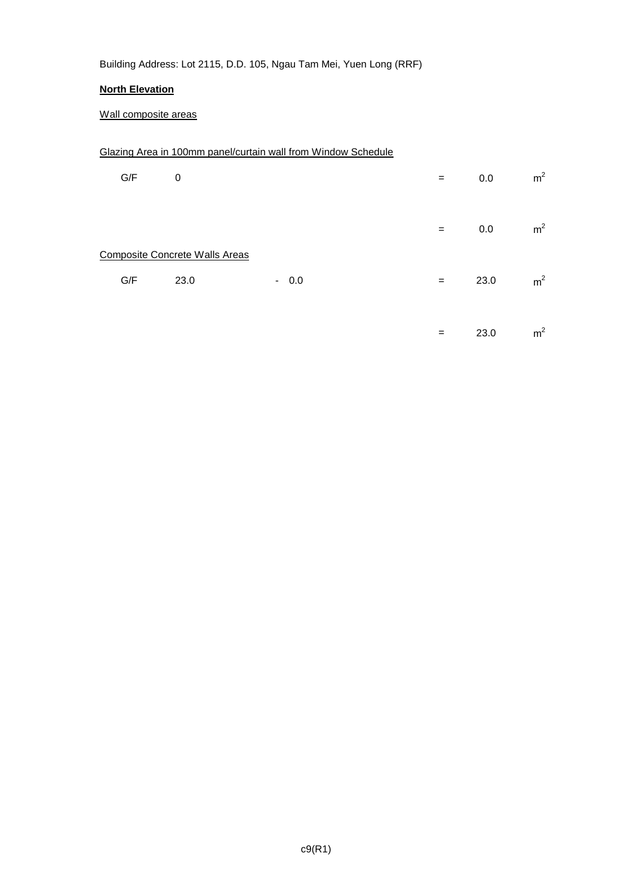Building Address: Lot 2115, D.D. 105, Ngau Tam Mei, Yuen Long (RRF)

**North Elevation**

Wall composite areas

Glazing Area in 100mm panel/curtain wall from Window Schedule

| | | | | | |
|---|---|---|---|---|---|
| G/F | 0 | | = | 0.0 | $m^2$ |
| | | | = | 0.0 | $m^2$ |

Composite Concrete Walls Areas

| | | | | | |
|---|---|---|---|---|---|
| G/F | 23.0 | - 0.0 | = | 23.0 | $m^2$ |
| | | | = | 23.0 | $m^2$ |

c9(R1)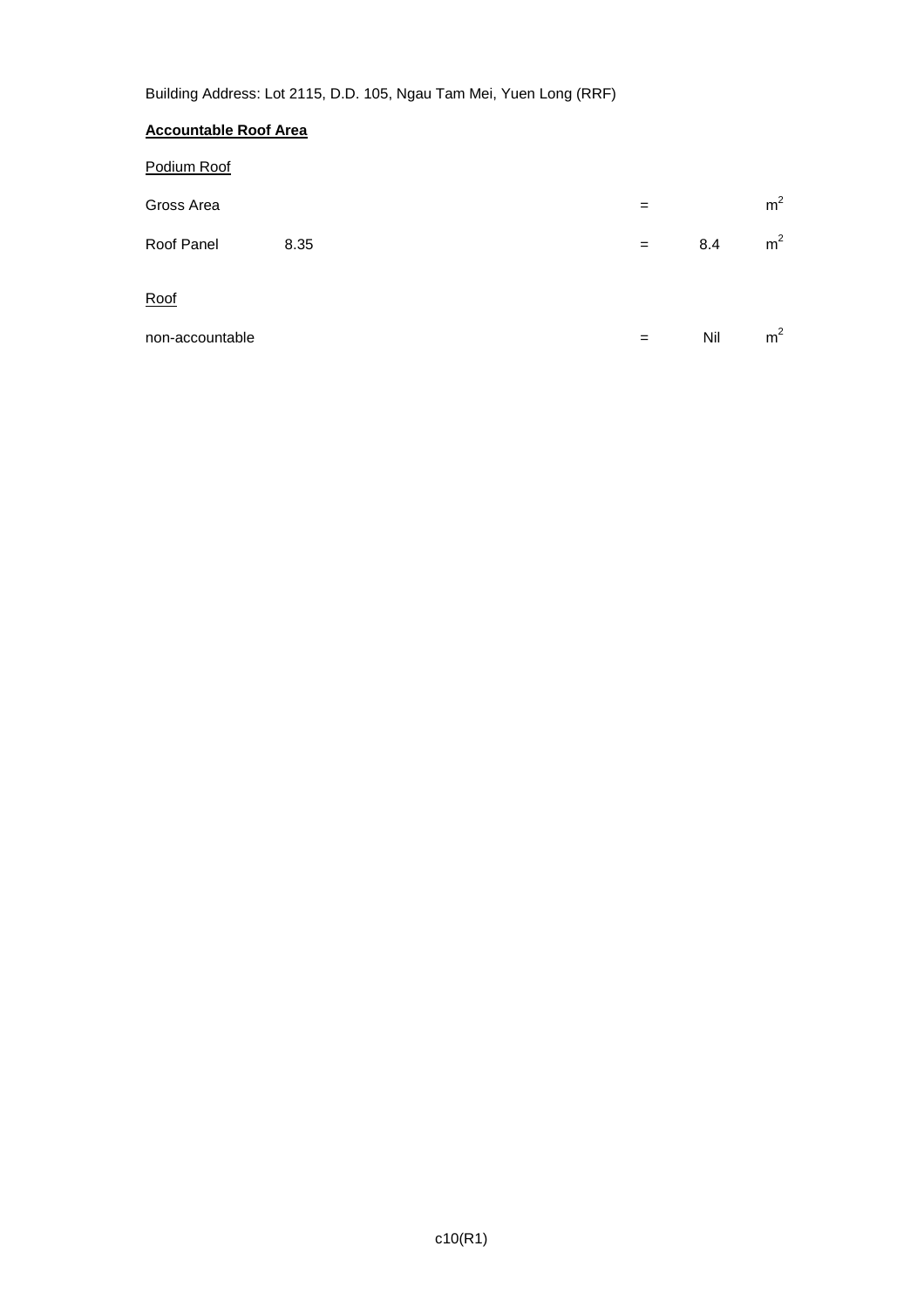Building Address: Lot 2115, D.D. 105, Ngau Tam Mei, Yuen Long (RRF)

**Accountable Roof Area**

Podium Roof

| | | | | |
|---|---|---|---|---|
| Gross Area | | = | | $m^2$ |
| Roof Panel | 8.35 | = | 8.4 | $m^2$ |

Roof

| | | | | |
|---|---|---|---|---|
| non-accountable | | = | Nil | $m^2$ |

c10(R1)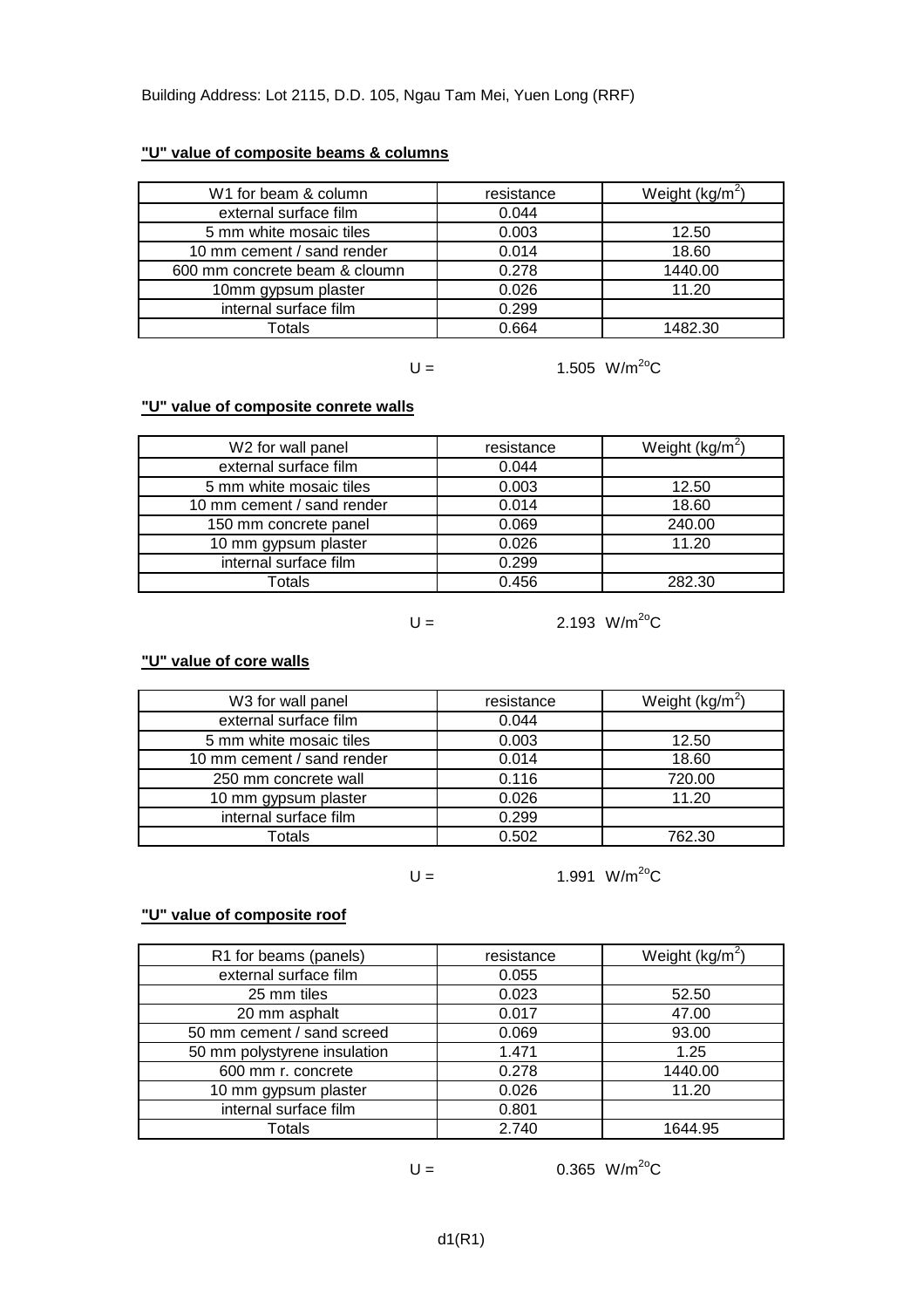Building Address: Lot 2115, D.D. 105, Ngau Tam Mei, Yuen Long (RRF)

**"U" value of composite beams & columns**

| W1 for beam & column | resistance | Weight (kg/m$^2$) |
| --- | --- | --- |
| external surface film | 0.044 | |
| 5 mm white mosaic tiles | 0.003 | 12.50 |
| 10 mm cement / sand render | 0.014 | 18.60 |
| 600 mm concrete beam & cloumn | 0.278 | 1440.00 |
| 10mm gypsum plaster | 0.026 | 11.20 |
| internal surface film | 0.299 | |
| Totals | 0.664 | 1482.30 |

U = 1.505 W/m$^{2o}$C

**"U" value of composite conrete walls**

| W2 for wall panel | resistance | Weight (kg/m$^2$) |
| --- | --- | --- |
| external surface film | 0.044 | |
| 5 mm white mosaic tiles | 0.003 | 12.50 |
| 10 mm cement / sand render | 0.014 | 18.60 |
| 150 mm concrete panel | 0.069 | 240.00 |
| 10 mm gypsum plaster | 0.026 | 11.20 |
| internal surface film | 0.299 | |
| Totals | 0.456 | 282.30 |

U = 2.193 W/m$^{2o}$C

**"U" value of core walls**

| W3 for wall panel | resistance | Weight (kg/m$^2$) |
| --- | --- | --- |
| external surface film | 0.044 | |
| 5 mm white mosaic tiles | 0.003 | 12.50 |
| 10 mm cement / sand render | 0.014 | 18.60 |
| 250 mm concrete wall | 0.116 | 720.00 |
| 10 mm gypsum plaster | 0.026 | 11.20 |
| internal surface film | 0.299 | |
| Totals | 0.502 | 762.30 |

U = 1.991 W/m$^{2o}$C

**"U" value of composite roof**

| R1 for beams (panels) | resistance | Weight (kg/m$^2$) |
| --- | --- | --- |
| external surface film | 0.055 | |
| 25 mm tiles | 0.023 | 52.50 |
| 20 mm asphalt | 0.017 | 47.00 |
| 50 mm cement / sand screed | 0.069 | 93.00 |
| 50 mm polystyrene insulation | 1.471 | 1.25 |
| 600 mm r. concrete | 0.278 | 1440.00 |
| 10 mm gypsum plaster | 0.026 | 11.20 |
| internal surface film | 0.801 | |
| Totals | 2.740 | 1644.95 |

U = 0.365 W/m$^{2o}$C

d1(R1)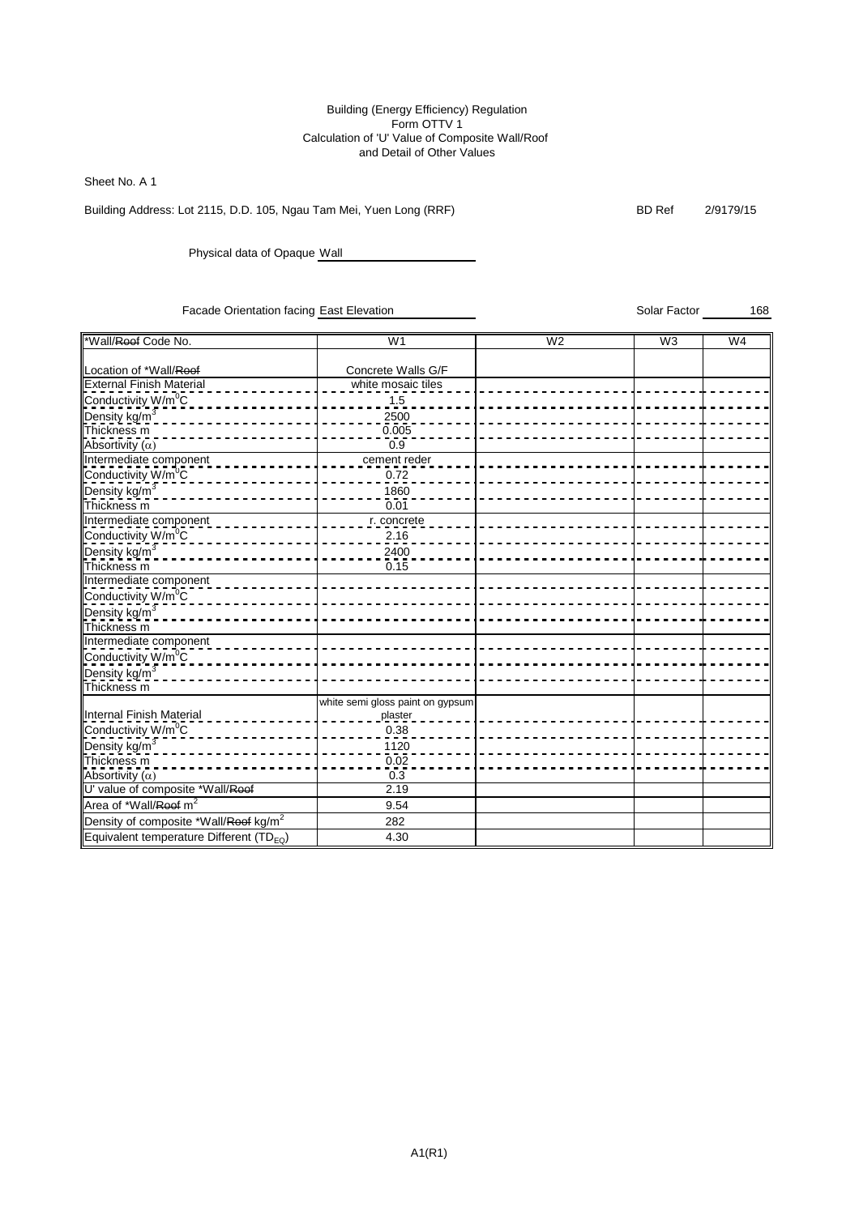Building (Energy Efficiency) Regulation
Form OTTV 1
Calculation of 'U' Value of Composite Wall/Roof
and Detail of Other Values

Sheet No. A 1

Building Address: Lot 2115, D.D. 105, Ngau Tam Mei, Yuen Long (RRF)

BD Ref 2/9179/15

Physical data of Opaque Wall

Facade Orientation facing East Elevation

Solar Factor 168

| *Wall/~~Roof~~ Code No. | W1 | W2 | W3 | W4 |
|---|---|---|---|---|
| Location of *Wall/~~Roof~~ | Concrete Walls G/F | | | |
| External Finish Material | white mosaic tiles | | | |
| Conductivity W/m$^0$C | 1.5 | | | |
| Density kg/m$^3$ | 2500 | | | |
| Thickness m | 0.005 | | | |
| Absortivity ($\alpha$) | 0.9 | | | |
| Intermediate component | cement reder | | | |
| Conductivity W/m$^0$C | 0.72 | | | |
| Density kg/m$^3$ | 1860 | | | |
| Thickness m | 0.01 | | | |
| Intermediate component | r. concrete | | | |
| Conductivity W/m$^0$C | 2.16 | | | |
| Density kg/m$^3$ | 2400 | | | |
| Thickness m | 0.15 | | | |
| Intermediate component | | | | |
| Conductivity W/m$^0$C | | | | |
| Density kg/m$^3$ | | | | |
| Thickness m | | | | |
| Intermediate component | | | | |
| Conductivity W/m$^0$C | | | | |
| Density kg/m$^3$ | | | | |
| Thickness m | | | | |
| Internal Finish Material | white semi gloss paint on gypsum plaster | | | |
| Conductivity W/m$^0$C | 0.38 | | | |
| Density kg/m$^3$ | 1120 | | | |
| Thickness m | 0.02 | | | |
| Absortivity ($\alpha$) | 0.3 | | | |
| U' value of composite *Wall/~~Roof~~ | 2.19 | | | |
| Area of *Wall/~~Roof~~ m$^2$ | 9.54 | | | |
| Density of composite *Wall/~~Roof~~ kg/m$^2$ | 282 | | | |
| Equivalent temperature Different ($TD_{EQ}$) | 4.30 | | | |

A1(R1)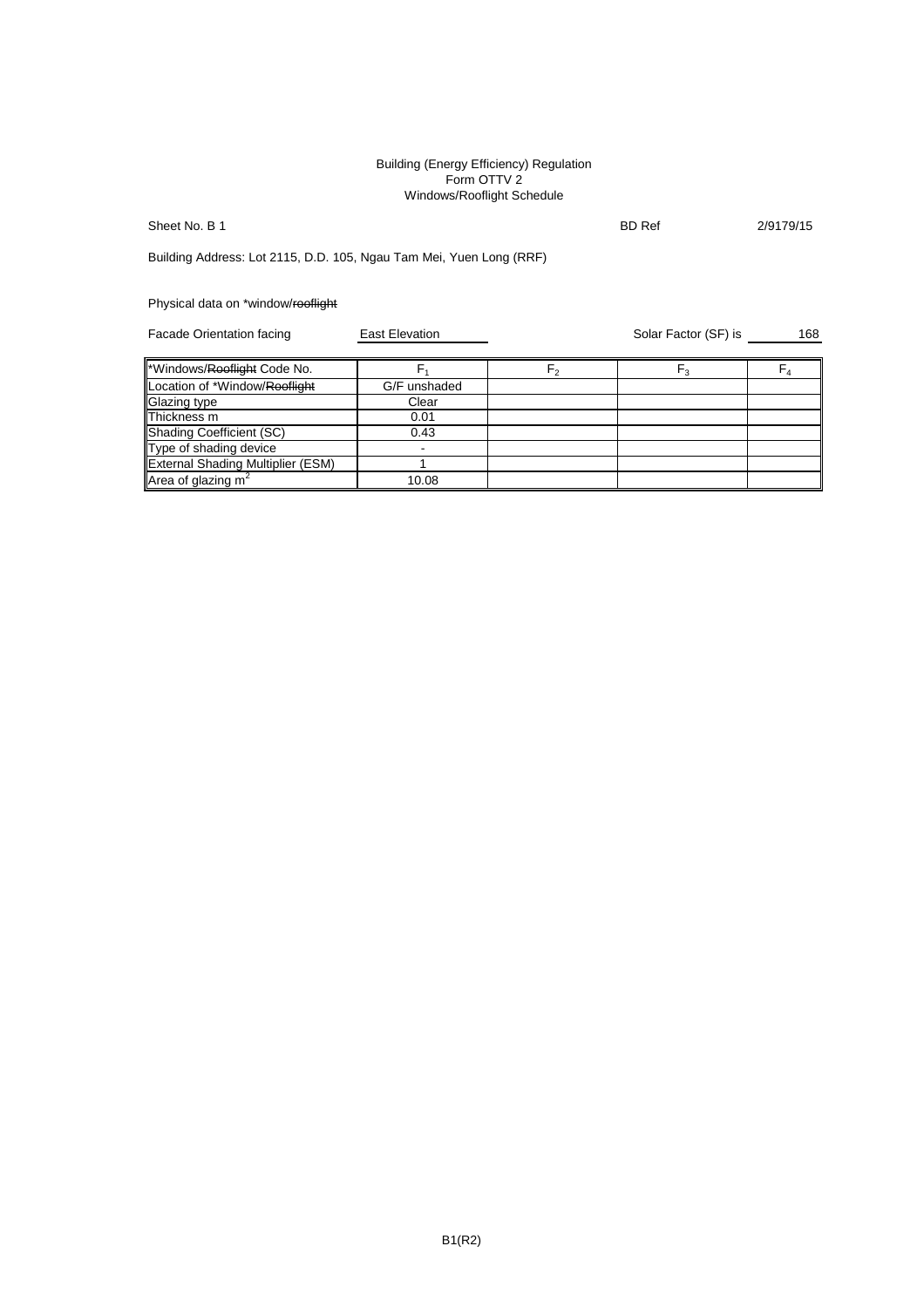Building (Energy Efficiency) Regulation
Form OTTV 2
Windows/Rooflight Schedule

Sheet No. B 1 BD Ref 2/9179/15

Building Address: Lot 2115, D.D. 105, Ngau Tam Mei, Yuen Long (RRF)

Physical data on *window/~~rooflight~~

Facade Orientation facing East Elevation Solar Factor (SF) is 168

| *Windows/~~Rooflight~~ Code No. | $F_1$ | $F_2$ | $F_3$ | $F_4$ |
|---|---|---|---|---|
| Location of *Window/~~Rooflight~~ | G/F unshaded | | | |
| Glazing type | Clear | | | |
| Thickness m | 0.01 | | | |
| Shading Coefficient (SC) | 0.43 | | | |
| Type of shading device | - | | | |
| External Shading Multiplier (ESM) | 1 | | | |
| Area of glazing $m^2$ | 10.08 | | | |

B1(R2)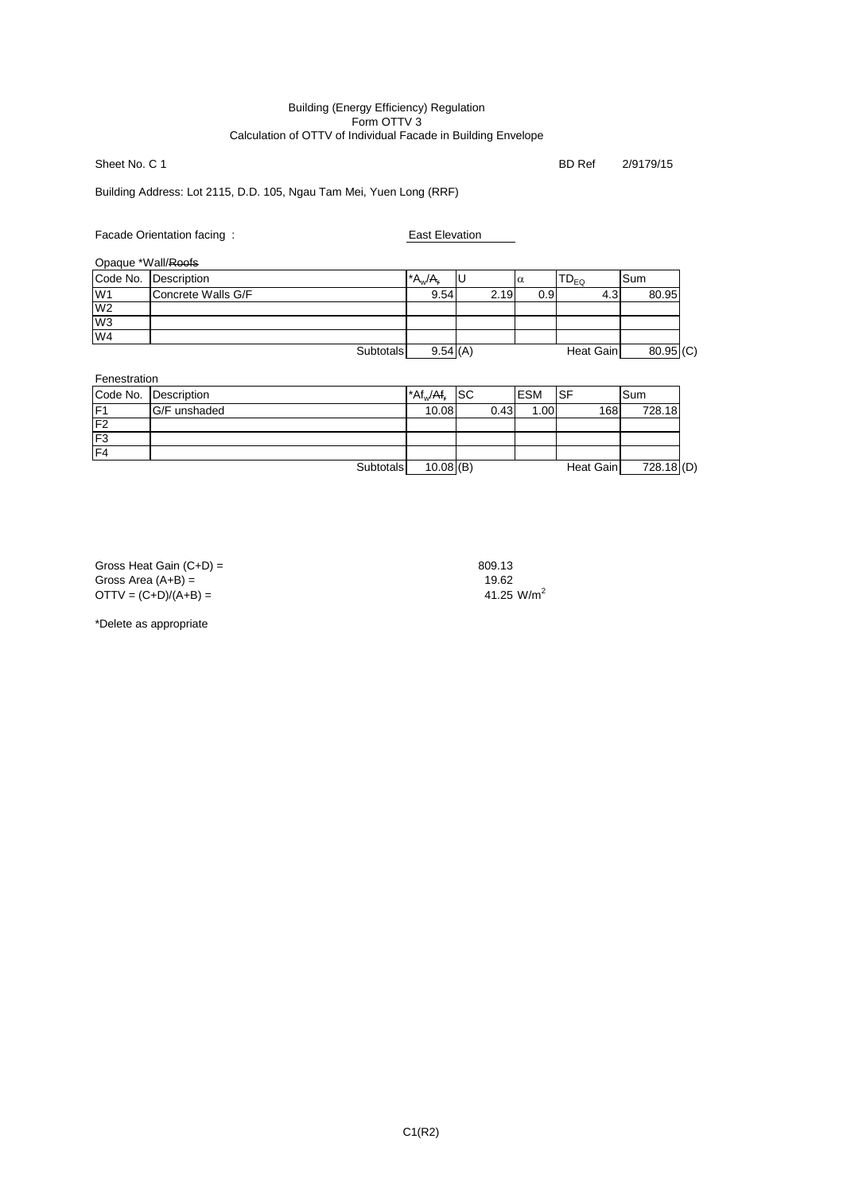Building (Energy Efficiency) Regulation
Form OTTV 3
Calculation of OTTV of Individual Facade in Building Envelope

Sheet No. C 1 BD Ref 2/9179/15

Building Address: Lot 2115, D.D. 105, Ngau Tam Mei, Yuen Long (RRF)

Facade Orientation facing : East Elevation

Opaque *Wall/~~Roofs~~

| Code No. | Description | $^*A_w/A_r$ | U | $\alpha$ | $TD_{EQ}$ | Sum | |
|---|---|---|---|---|---|---|---|
| W1 | Concrete Walls G/F | 9.54 | 2.19 | 0.9 | 4.3 | 80.95 | |
| W2 | | | | | | | |
| W3 | | | | | | | |
| W4 | | | | | | | |
| | Subtotals | 9.54 (A) | | | Heat Gain | 80.95 | (C) |

Fenestration

| Code No. | Description | $^*Af_w/Af_r$ | SC | ESM | SF | Sum | |
|---|---|---|---|---|---|---|---|
| F1 | G/F unshaded | 10.08 | 0.43 | 1.00 | 168 | 728.18 | |
| F2 | | | | | | | |
| F3 | | | | | | | |
| F4 | | | | | | | |
| | Subtotals | 10.08 (B) | | | Heat Gain | 728.18 | (D) |

Gross Heat Gain (C+D) = 809.13
Gross Area (A+B) = 19.62
OTTV = (C+D)/(A+B) = 41.25 $W/m^2$

*Delete as appropriate

C1(R2)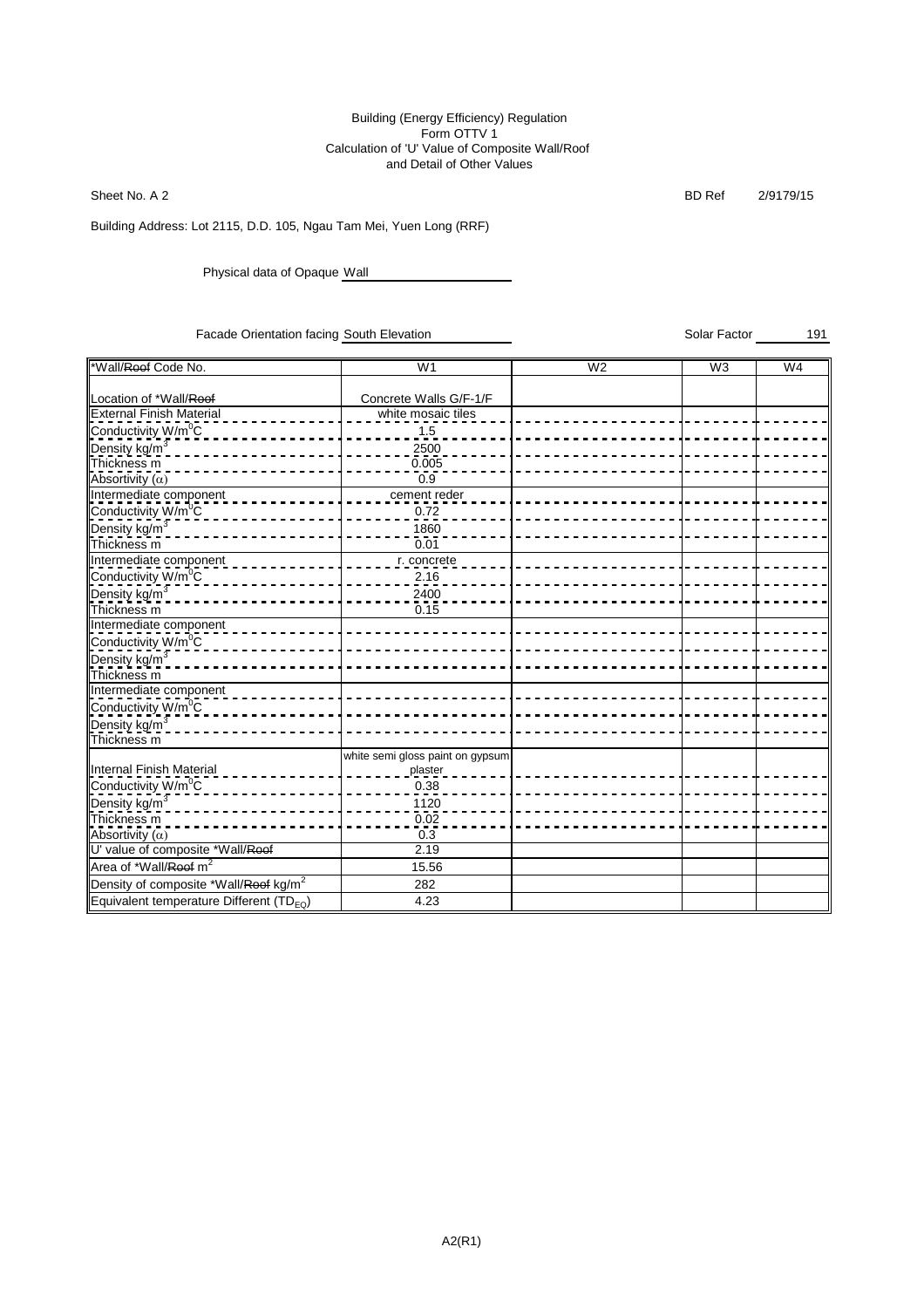Building (Energy Efficiency) Regulation
Form OTTV 1
Calculation of 'U' Value of Composite Wall/Roof
and Detail of Other Values

Sheet No. A 2 BD Ref 2/9179/15

Building Address: Lot 2115, D.D. 105, Ngau Tam Mei, Yuen Long (RRF)

Physical data of Opaque Wall

Facade Orientation facing South Elevation Solar Factor 191

| *Wall/~~Roof~~ Code No. | W1 | W2 | W3 | W4 |
|---|---|---|---|---|
| Location of *Wall/~~Roof~~ | Concrete Walls G/F-1/F | | | |
| External Finish Material | white mosaic tiles | | | |
| Conductivity W/m$^0$C | 1.5 | | | |
| Density kg/m$^3$ | 2500 | | | |
| Thickness m | 0.005 | | | |
| Absortivity ($\alpha$) | 0.9 | | | |
| Intermediate component | cement reder | | | |
| Conductivity W/m$^0$C | 0.72 | | | |
| Density kg/m$^3$ | 1860 | | | |
| Thickness m | 0.01 | | | |
| Intermediate component | r. concrete | | | |
| Conductivity W/m$^0$C | 2.16 | | | |
| Density kg/m$^3$ | 2400 | | | |
| Thickness m | 0.15 | | | |
| Intermediate component | | | | |
| Conductivity W/m$^0$C | | | | |
| Density kg/m$^3$ | | | | |
| Thickness m | | | | |
| Intermediate component | | | | |
| Conductivity W/m$^0$C | | | | |
| Density kg/m$^3$ | | | | |
| Thickness m | | | | |
| Internal Finish Material | white semi gloss paint on gypsum plaster | | | |
| Conductivity W/m$^0$C | 0.38 | | | |
| Density kg/m$^3$ | 1120 | | | |
| Thickness m | 0.02 | | | |
| Absortivity ($\alpha$) | 0.3 | | | |
| U' value of composite *Wall/~~Roof~~ | 2.19 | | | |
| Area of *Wall/~~Roof~~ m$^2$ | 15.56 | | | |
| Density of composite *Wall/~~Roof~~ kg/m$^2$ | 282 | | | |
| Equivalent temperature Different ($TD_{EQ}$) | 4.23 | | | |

A2(R1)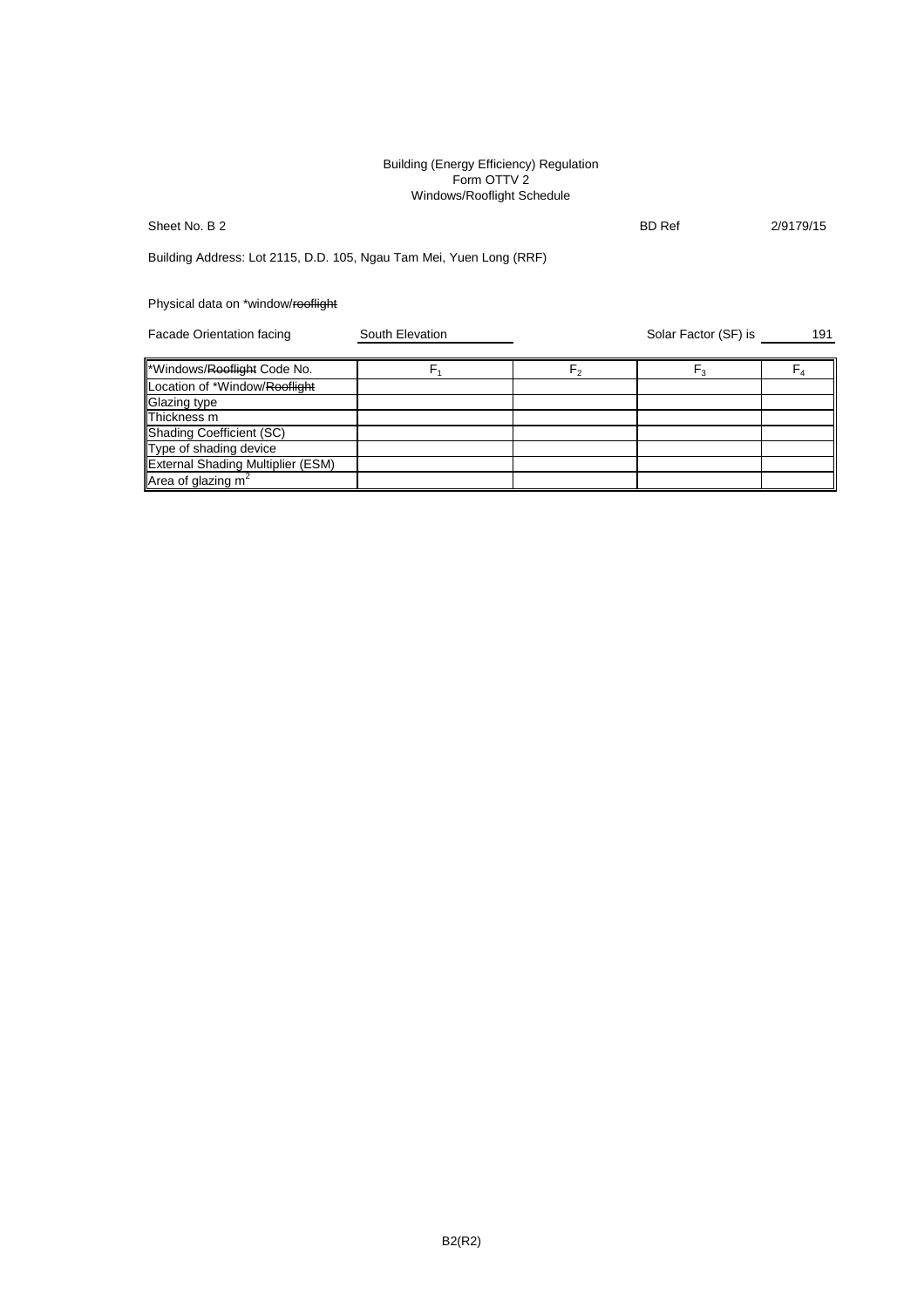Building (Energy Efficiency) Regulation
Form OTTV 2
Windows/Rooflight Schedule

Sheet No. B 2 BD Ref 2/9179/15

Building Address: Lot 2115, D.D. 105, Ngau Tam Mei, Yuen Long (RRF)

Physical data on *window/~~rooflight~~

Facade Orientation facing South Elevation Solar Factor (SF) is 191

| *Windows/~~Rooflight~~ Code No. | $F_1$ | $F_2$ | $F_3$ | $F_4$ |
|---|---|---|---|---|
| Location of *Window/~~Rooflight~~ | | | | |
| Glazing type | | | | |
| Thickness m | | | | |
| Shading Coefficient (SC) | | | | |
| Type of shading device | | | | |
| External Shading Multiplier (ESM) | | | | |
| Area of glazing $m^2$ | | | | |

B2(R2)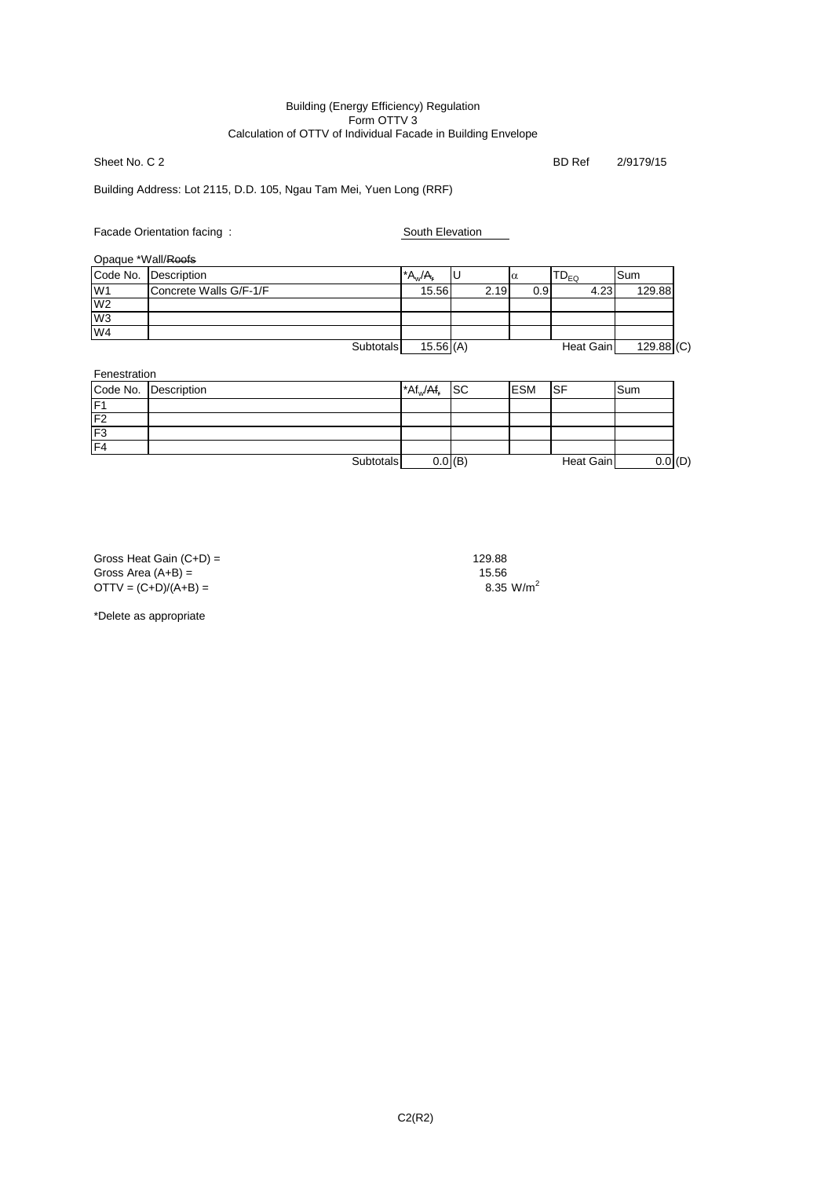Building (Energy Efficiency) Regulation
Form OTTV 3
Calculation of OTTV of Individual Facade in Building Envelope

Sheet No. C 2 | BD Ref 2/9179/15

Building Address: Lot 2115, D.D. 105, Ngau Tam Mei, Yuen Long (RRF)

Facade Orientation facing : South Elevation

Opaque *Wall/~~Roofs~~

| Code No. | Description | $*A_w/A_r$ | U | $\alpha$ | $TD_{EQ}$ | Sum | |
|---|---|---|---|---|---|---|---|
| W1 | Concrete Walls G/F-1/F | 15.56 | 2.19 | 0.9 | 4.23 | 129.88 | |
| W2 | | | | | | | |
| W3 | | | | | | | |
| W4 | | | | | | | |
| | Subtotals | 15.56 | (A) | | Heat Gain | 129.88 | (C) |

Fenestration

| Code No. | Description | $*Af_w/Af_r$ | SC | ESM | SF | Sum | |
|---|---|---|---|---|---|---|---|
| F1 | | | | | | | |
| F2 | | | | | | | |
| F3 | | | | | | | |
| F4 | | | | | | | |
| | Subtotals | 0.0 | (B) | | Heat Gain | 0.0 | (D) |

Gross Heat Gain (C+D) = 129.88
Gross Area (A+B) = 15.56
OTTV = (C+D)/(A+B) = 8.35 $W/m^2$

*Delete as appropriate

C2(R2)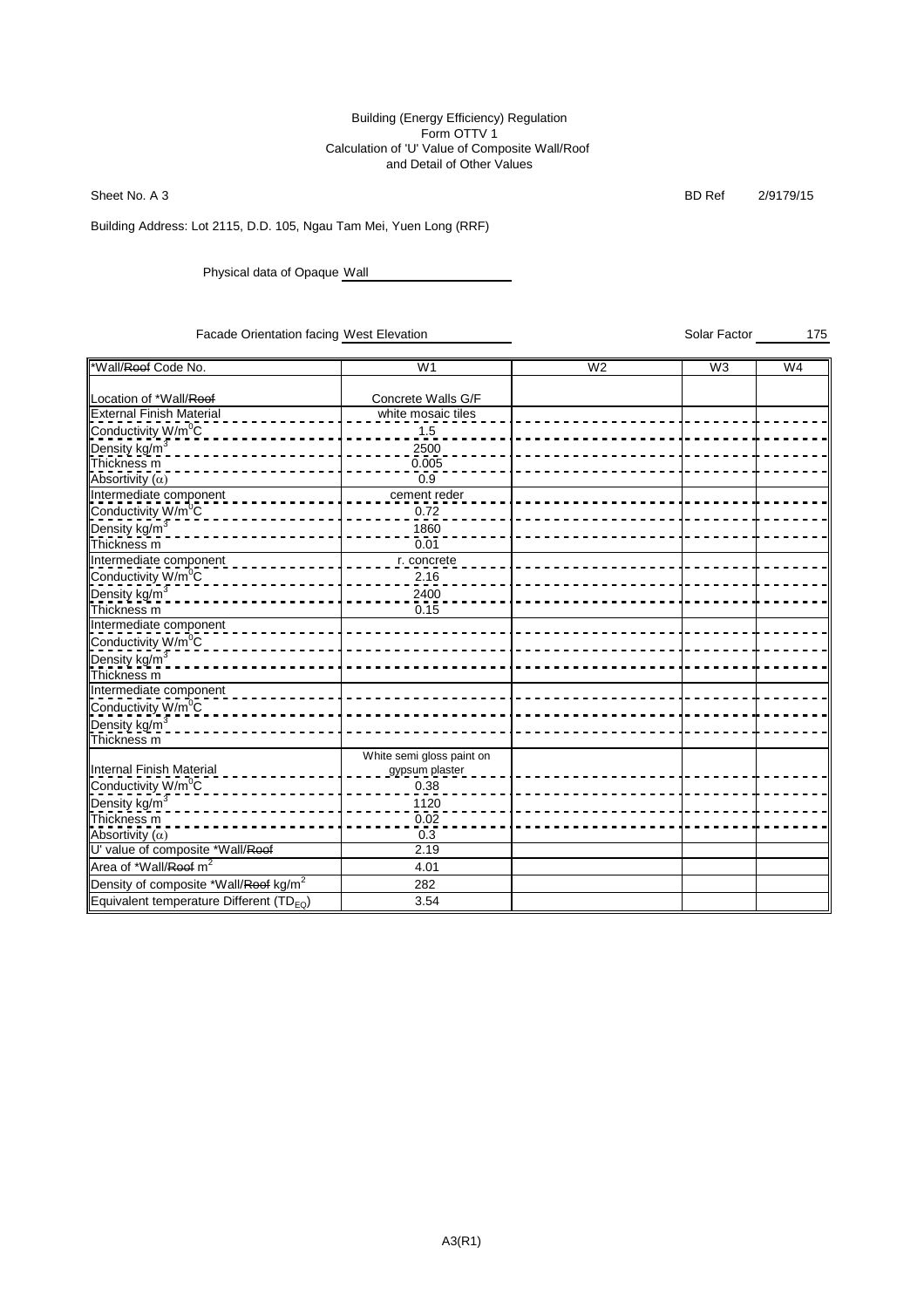Building (Energy Efficiency) Regulation
Form OTTV 1
Calculation of 'U' Value of Composite Wall/Roof
and Detail of Other Values

Sheet No. A 3

BD Ref 2/9179/15

Building Address: Lot 2115, D.D. 105, Ngau Tam Mei, Yuen Long (RRF)

Physical data of Opaque Wall

Facade Orientation facing West Elevation

Solar Factor 175

| *Wall/~~Roof~~ Code No. | W1 | W2 | W3 | W4 |
|---|---|---|---|---|
| Location of *Wall/~~Roof~~ | Concrete Walls G/F | | | |
| External Finish Material | white mosaic tiles | | | |
| Conductivity W/m$^0$C | 1.5 | | | |
| Density kg/m$^3$ | 2500 | | | |
| Thickness m | 0.005 | | | |
| Absortivity ($\alpha$) | 0.9 | | | |
| Intermediate component | cement reder | | | |
| Conductivity W/m$^0$C | 0.72 | | | |
| Density kg/m$^3$ | 1860 | | | |
| Thickness m | 0.01 | | | |
| Intermediate component | r. concrete | | | |
| Conductivity W/m$^0$C | 2.16 | | | |
| Density kg/m$^3$ | 2400 | | | |
| Thickness m | 0.15 | | | |
| Intermediate component | | | | |
| Conductivity W/m$^0$C | | | | |
| Density kg/m$^3$ | | | | |
| Thickness m | | | | |
| Intermediate component | | | | |
| Conductivity W/m$^0$C | | | | |
| Density kg/m$^3$ | | | | |
| Thickness m | | | | |
| Internal Finish Material | White semi gloss paint on gypsum plaster | | | |
| Conductivity W/m$^0$C | 0.38 | | | |
| Density kg/m$^3$ | 1120 | | | |
| Thickness m | 0.02 | | | |
| Absortivity ($\alpha$) | 0.3 | | | |
| U' value of composite *Wall/~~Roof~~ | 2.19 | | | |
| Area of *Wall/~~Roof~~ m$^2$ | 4.01 | | | |
| Density of composite *Wall/~~Roof~~ kg/m$^2$ | 282 | | | |
| Equivalent temperature Different ($TD_{EQ}$) | 3.54 | | | |

A3(R1)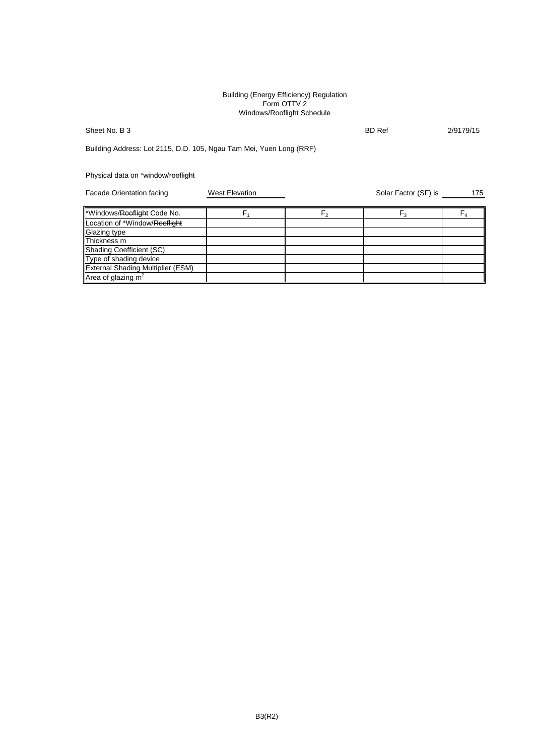Building (Energy Efficiency) Regulation
Form OTTV 2
Windows/Rooflight Schedule

Sheet No. B 3 BD Ref 2/9179/15

Building Address: Lot 2115, D.D. 105, Ngau Tam Mei, Yuen Long (RRF)

Physical data on *window/~~rooflight~~

Facade Orientation facing West Elevation Solar Factor (SF) is 175

| *Windows/~~Rooflight~~ Code No. | $F_1$ | $F_2$ | $F_3$ | $F_4$ |
|---|---|---|---|---|
| Location of *Window/~~Rooflight~~ | | | | |
| Glazing type | | | | |
| Thickness m | | | | |
| Shading Coefficient (SC) | | | | |
| Type of shading device | | | | |
| External Shading Multiplier (ESM) | | | | |
| Area of glazing $m^2$ | | | | |

B3(R2)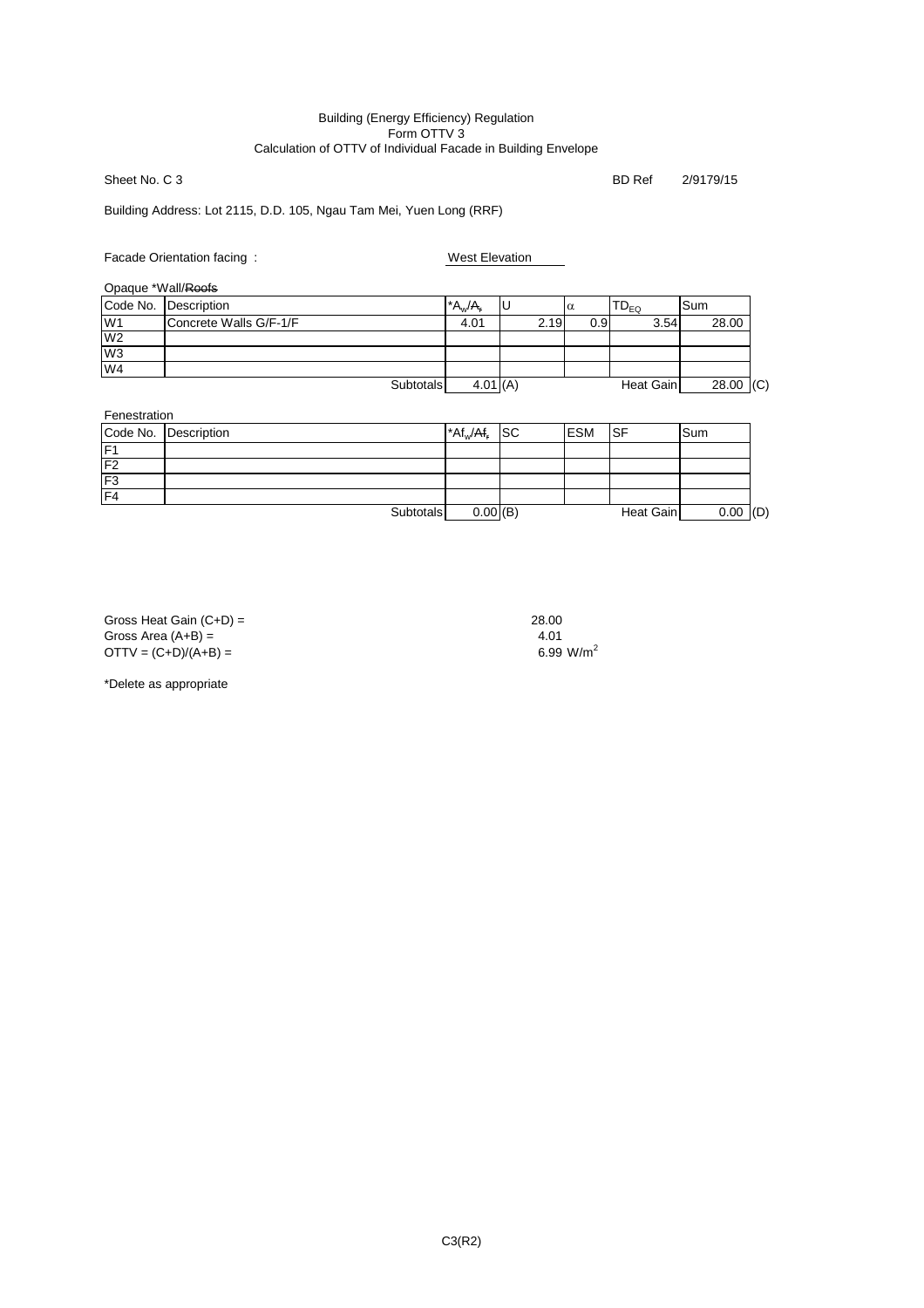Building (Energy Efficiency) Regulation
Form OTTV 3
Calculation of OTTV of Individual Facade in Building Envelope

Sheet No. C 3 BD Ref 2/9179/15

Building Address: Lot 2115, D.D. 105, Ngau Tam Mei, Yuen Long (RRF)

Facade Orientation facing : West Elevation

Opaque *Wall/~~Roofs~~

| Code No. | Description | $^*A_w/\cancel{A_r}$ | U | $\alpha$ | $TD_{EQ}$ | Sum | |
|---|---|---|---|---|---|---|---|
| W1 | Concrete Walls G/F-1/F | 4.01 | 2.19 | 0.9 | 3.54 | 28.00 | |
| W2 | | | | | | | |
| W3 | | | | | | | |
| W4 | | | | | | | |
| | Subtotals | 4.01 | (A) | | Heat Gain | 28.00 | (C) |

Fenestration

| Code No. | Description | $^*Af_w/\cancel{Af_r}$ | SC | ESM | SF | Sum | |
|---|---|---|---|---|---|---|---|
| F1 | | | | | | | |
| F2 | | | | | | | |
| F3 | | | | | | | |
| F4 | | | | | | | |
| | Subtotals | 0.00 | (B) | | Heat Gain | 0.00 | (D) |

Gross Heat Gain (C+D) = 28.00
Gross Area (A+B) = 4.01
OTTV = (C+D)/(A+B) = 6.99 $W/m^2$

*Delete as appropriate

C3(R2)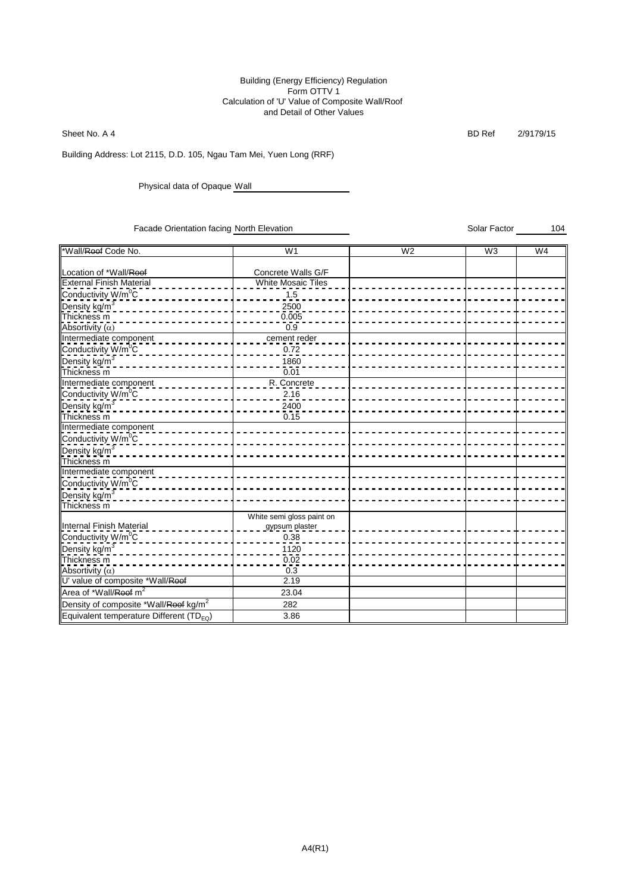Building (Energy Efficiency) Regulation
Form OTTV 1
Calculation of 'U' Value of Composite Wall/Roof
and Detail of Other Values

Sheet No. A 4 BD Ref 2/9179/15

Building Address: Lot 2115, D.D. 105, Ngau Tam Mei, Yuen Long (RRF)

Physical data of Opaque Wall

Facade Orientation facing North Elevation Solar Factor 104

| *Wall/~~Roof~~ Code No. | W1 | W2 | W3 | W4 |
|---|---|---|---|---|
| Location of *Wall/~~Roof~~ | Concrete Walls G/F | | | |
| External Finish Material | White Mosaic Tiles | | | |
| Conductivity W/m$^0$C | 1.5 | | | |
| Density kg/m$^3$ | 2500 | | | |
| Thickness m | 0.005 | | | |
| Absortivity ($\alpha$) | 0.9 | | | |
| Intermediate component | cement reder | | | |
| Conductivity W/m$^0$C | 0.72 | | | |
| Density kg/m$^3$ | 1860 | | | |
| Thickness m | 0.01 | | | |
| Intermediate component | R. Concrete | | | |
| Conductivity W/m$^0$C | 2.16 | | | |
| Density kg/m$^3$ | 2400 | | | |
| Thickness m | 0.15 | | | |
| Intermediate component | | | | |
| Conductivity W/m$^0$C | | | | |
| Density kg/m$^3$ | | | | |
| Thickness m | | | | |
| Intermediate component | | | | |
| Conductivity W/m$^0$C | | | | |
| Density kg/m$^3$ | | | | |
| Thickness m | | | | |
| Internal Finish Material | White semi gloss paint on gypsum plaster | | | |
| Conductivity W/m$^0$C | 0.38 | | | |
| Density kg/m$^3$ | 1120 | | | |
| Thickness m | 0.02 | | | |
| Absortivity ($\alpha$) | 0.3 | | | |
| U' value of composite *Wall/~~Roof~~ | 2.19 | | | |
| Area of *Wall/~~Roof~~ m$^2$ | 23.04 | | | |
| Density of composite *Wall/~~Roof~~ kg/m$^2$ | 282 | | | |
| Equivalent temperature Different ($TD_{EQ}$) | 3.86 | | | |

A4(R1)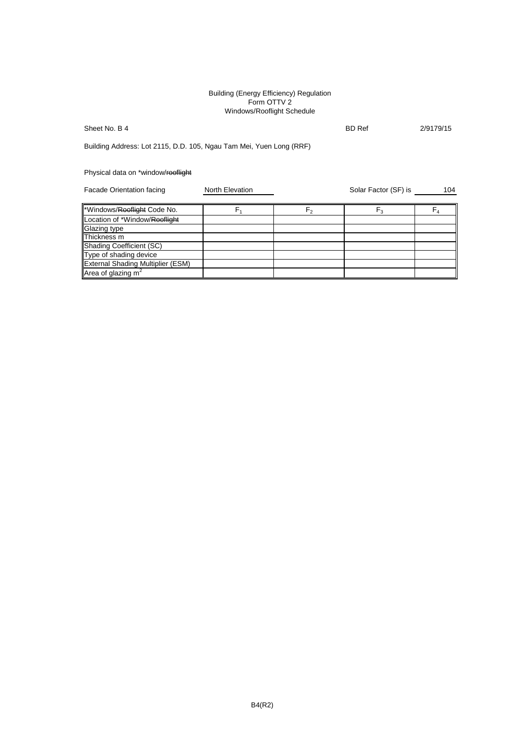Building (Energy Efficiency) Regulation
Form OTTV 2
Windows/Rooflight Schedule

Sheet No. B 4 BD Ref 2/9179/15

Building Address: Lot 2115, D.D. 105, Ngau Tam Mei, Yuen Long (RRF)

Physical data on *window/~~rooflight~~

Facade Orientation facing North Elevation Solar Factor (SF) is 104

| *Windows/~~Rooflight~~ Code No. | $F_1$ | $F_2$ | $F_3$ | $F_4$ |
|---|---|---|---|---|
| Location of *Window/~~Rooflight~~ | | | | |
| Glazing type | | | | |
| Thickness m | | | | |
| Shading Coefficient (SC) | | | | |
| Type of shading device | | | | |
| External Shading Multiplier (ESM) | | | | |
| Area of glazing $m^2$ | | | | |

B4(R2)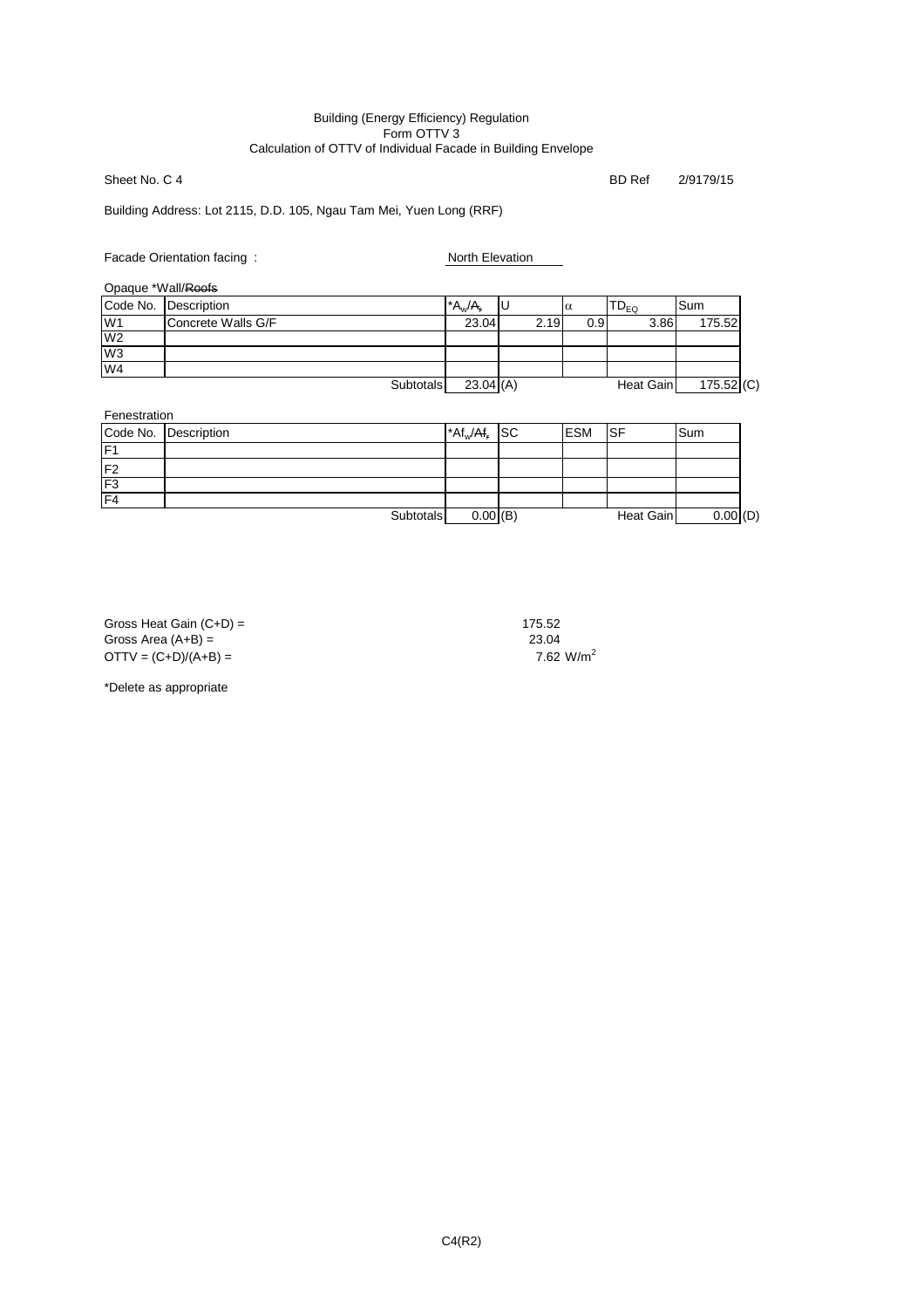Building (Energy Efficiency) Regulation
Form OTTV 3
Calculation of OTTV of Individual Facade in Building Envelope

Sheet No. C 4 BD Ref 2/9179/15

Building Address: Lot 2115, D.D. 105, Ngau Tam Mei, Yuen Long (RRF)

Facade Orientation facing : North Elevation

Opaque *Wall/~~Roofs~~

| Code No. | Description | $*A_w/A_r$ | U | $\alpha$ | $TD_{EQ}$ | Sum | |
|---|---|---|---|---|---|---|---|
| W1 | Concrete Walls G/F | 23.04 | 2.19 | 0.9 | 3.86 | 175.52 | |
| W2 | | | | | | | |
| W3 | | | | | | | |
| W4 | | | | | | | |
| | Subtotals | 23.04 (A) | | | Heat Gain | 175.52 | (C) |

Fenestration

| Code No. | Description | $*Af_w/Af_r$ | SC | ESM | SF | Sum | |
|---|---|---|---|---|---|---|---|
| F1 | | | | | | | |
| F2 | | | | | | | |
| F3 | | | | | | | |
| F4 | | | | | | | |
| | Subtotals | 0.00 (B) | | | Heat Gain | 0.00 | (D) |

Gross Heat Gain (C+D) = 175.52
Gross Area (A+B) = 23.04
OTTV = (C+D)/(A+B) = 7.62 $W/m^2$

*Delete as appropriate

C4(R2)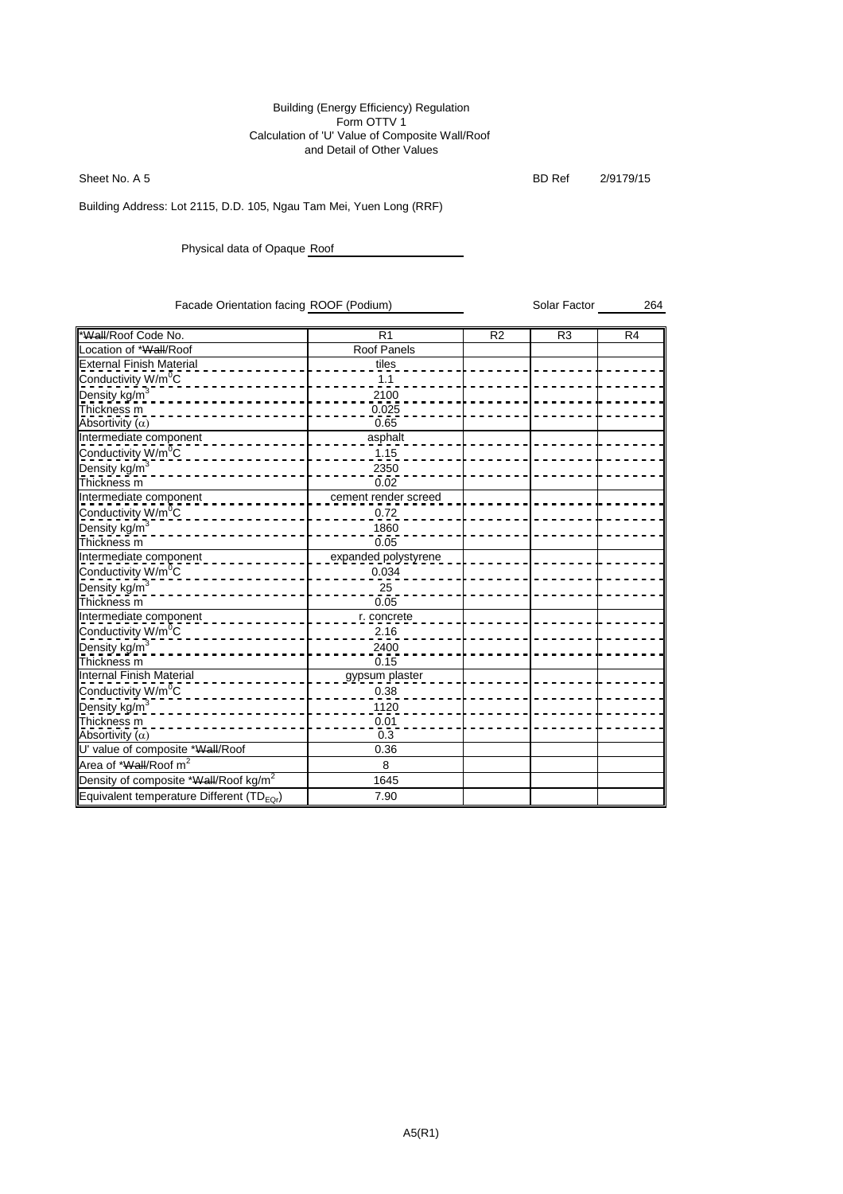Building (Energy Efficiency) Regulation
Form OTTV 1
Calculation of 'U' Value of Composite Wall/Roof
and Detail of Other Values

Sheet No. A 5 BD Ref 2/9179/15

Building Address: Lot 2115, D.D. 105, Ngau Tam Mei, Yuen Long (RRF)

Physical data of Opaque Roof

Facade Orientation facing ROOF (Podium) Solar Factor 264

| *~~Wall~~/Roof Code No. | R1 | R2 | R3 | R4 |
|---|---|---|---|---|
| Location of *~~Wall~~/Roof | Roof Panels | | | |
| External Finish Material | tiles | | | |
| Conductivity W/m$^0$C | 1.1 | | | |
| Density kg/m$^3$ | 2100 | | | |
| Thickness m | 0.025 | | | |
| Absortivity ($\alpha$) | 0.65 | | | |
| Intermediate component | asphalt | | | |
| Conductivity W/m$^0$C | 1.15 | | | |
| Density kg/m$^3$ | 2350 | | | |
| Thickness m | 0.02 | | | |
| Intermediate component | cement render screed | | | |
| Conductivity W/m$^0$C | 0.72 | | | |
| Density kg/m$^3$ | 1860 | | | |
| Thickness m | 0.05 | | | |
| Intermediate component | expanded polystyrene | | | |
| Conductivity W/m$^0$C | 0.034 | | | |
| Density kg/m$^3$ | 25 | | | |
| Thickness m | 0.05 | | | |
| Intermediate component | r. concrete | | | |
| Conductivity W/m$^0$C | 2.16 | | | |
| Density kg/m$^3$ | 2400 | | | |
| Thickness m | 0.15 | | | |
| Internal Finish Material | gypsum plaster | | | |
| Conductivity W/m$^0$C | 0.38 | | | |
| Density kg/m$^3$ | 1120 | | | |
| Thickness m | 0.01 | | | |
| Absortivity ($\alpha$) | 0.3 | | | |
| U' value of composite *~~Wall~~/Roof | 0.36 | | | |
| Area of *~~Wall~~/Roof m$^2$ | 8 | | | |
| Density of composite *~~Wall~~/Roof kg/m$^2$ | 1645 | | | |
| Equivalent temperature Different ($TD_{EQr}$) | 7.90 | | | |

A5(R1)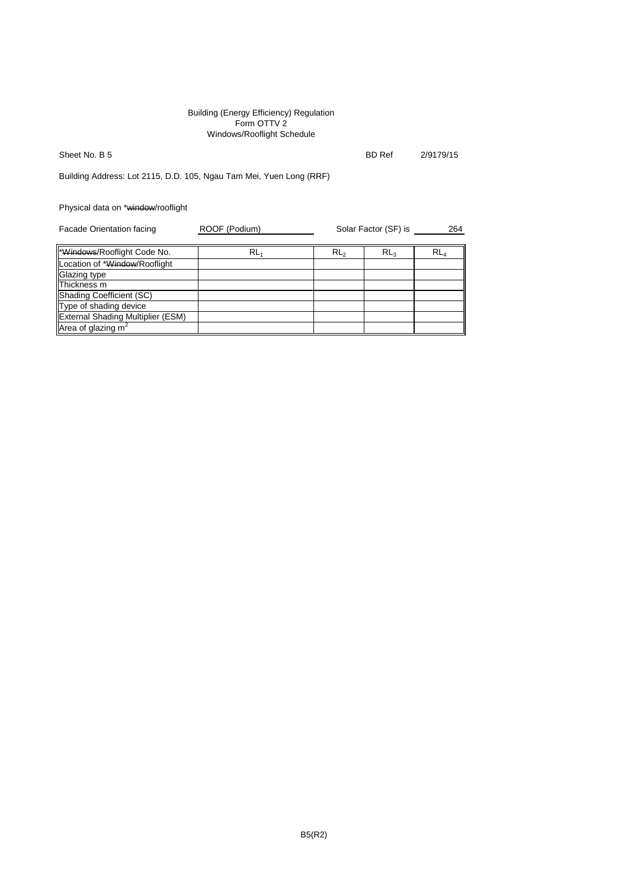Building (Energy Efficiency) Regulation
Form OTTV 2
Windows/Rooflight Schedule

Sheet No. B 5 BD Ref 2/9179/15

Building Address: Lot 2115, D.D. 105, Ngau Tam Mei, Yuen Long (RRF)

Physical data on *~~window~~/rooflight

Facade Orientation facing ROOF (Podium) Solar Factor (SF) is 264

| *~~Windows~~/Rooflight Code No. | $RL_1$ | $RL_2$ | $RL_3$ | $RL_4$ |
|---|---|---|---|---|
| Location of *~~Window~~/Rooflight | | | | |
| Glazing type | | | | |
| Thickness m | | | | |
| Shading Coefficient (SC) | | | | |
| Type of shading device | | | | |
| External Shading Multiplier (ESM) | | | | |
| Area of glazing $m^2$ | | | | |

B5(R2)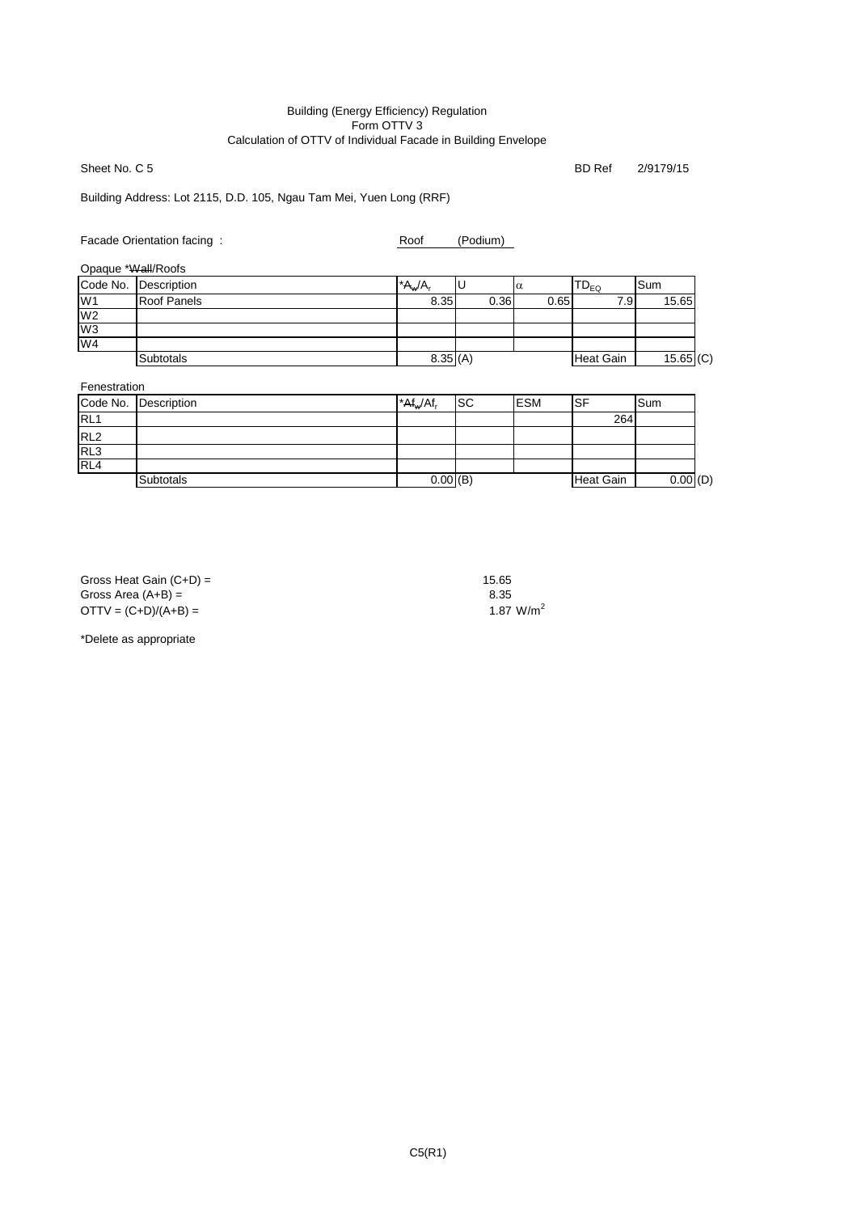Building (Energy Efficiency) Regulation
Form OTTV 3
Calculation of OTTV of Individual Facade in Building Envelope

Sheet No. C 5 BD Ref 2/9179/15

Building Address: Lot 2115, D.D. 105, Ngau Tam Mei, Yuen Long (RRF)

Facade Orientation facing : Roof (Podium)

Opaque *~~Wall~~/Roofs

| Code No. | Description | *~~$A_w$~~/$A_r$ | U | $\alpha$ | $TD_{EQ}$ | Sum | |
|---|---|---|---|---|---|---|---|
| W1 | Roof Panels | 8.35 | 0.36 | 0.65 | 7.9 | 15.65 | |
| W2 | | | | | | | |
| W3 | | | | | | | |
| W4 | | | | | | | |
| | Subtotals | 8.35 | (A) | | Heat Gain | 15.65 | (C) |

Fenestration

| Code No. | Description | *~~$Af_w$~~/$Af_r$ | SC | ESM | SF | Sum | |
|---|---|---|---|---|---|---|---|
| RL1 | | | | | 264 | | |
| RL2 | | | | | | | |
| RL3 | | | | | | | |
| RL4 | | | | | | | |
| | Subtotals | 0.00 | (B) | | Heat Gain | 0.00 | (D) |

Gross Heat Gain (C+D) = 15.65
Gross Area (A+B) = 8.35
OTTV = (C+D)/(A+B) = 1.87 $W/m^2$

*Delete as appropriate

C5(R1)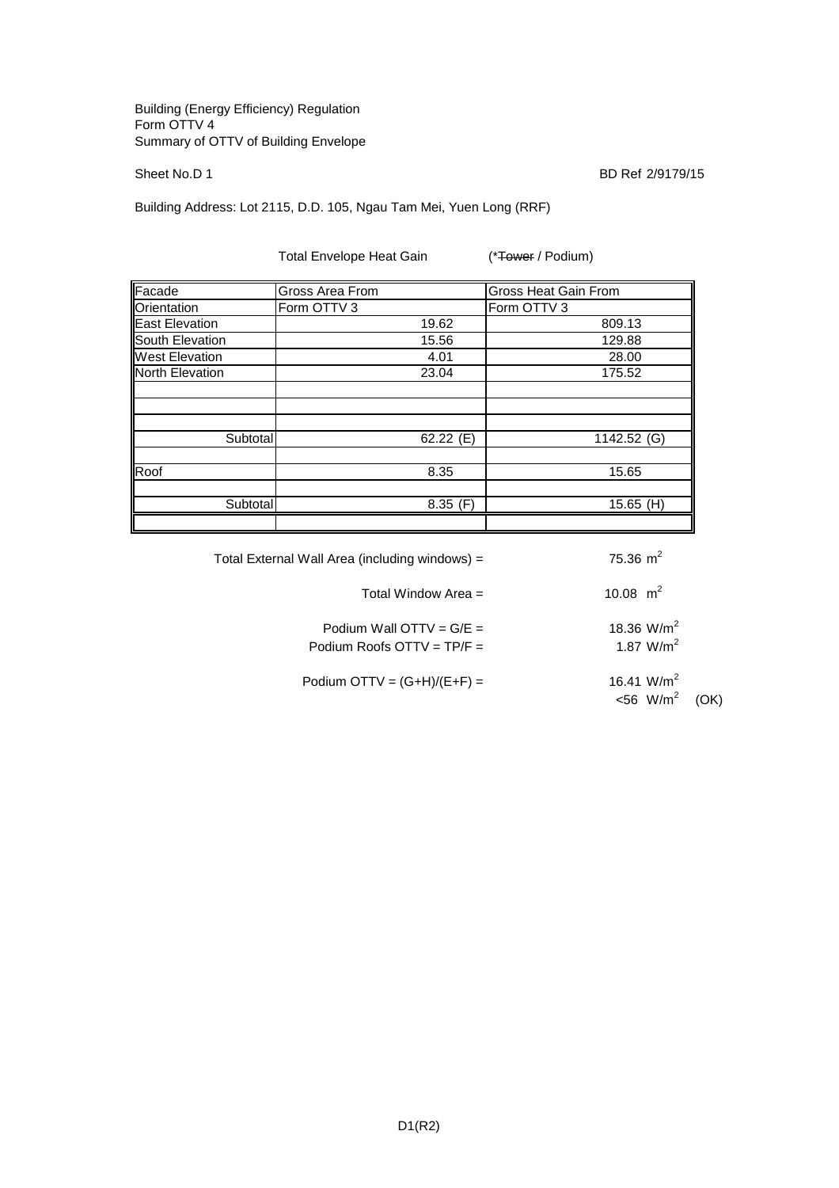Building (Energy Efficiency) Regulation
Form OTTV 4
Summary of OTTV of Building Envelope

Sheet No.D 1

BD Ref 2/9179/15

Building Address: Lot 2115, D.D. 105, Ngau Tam Mei, Yuen Long (RRF)

Total Envelope Heat Gain (*~~Tower~~ / Podium)

| Facade Orientation | Gross Area From Form OTTV 3 | Gross Heat Gain From Form OTTV 3 |
|---|---|---|
| East Elevation | 19.62 | 809.13 |
| South Elevation | 15.56 | 129.88 |
| West Elevation | 4.01 | 28.00 |
| North Elevation | 23.04 | 175.52 |
| | | |
| | | |
| | | |
| Subtotal | 62.22 (E) | 1142.52 (G) |
| | | |
| Roof | 8.35 | 15.65 |
| | | |
| Subtotal | 8.35 (F) | 15.65 (H) |
| | | |

Total External Wall Area (including windows) = 75.36 $m^2$

Total Window Area = 10.08 $m^2$

Podium Wall OTTV = G/E = 18.36 $W/m^2$

Podium Roofs OTTV = TP/F = 1.87 $W/m^2$

Podium OTTV = (G+H)/(E+F) = 16.41 $W/m^2$

<56 $W/m^2$ (OK)

D1(R2)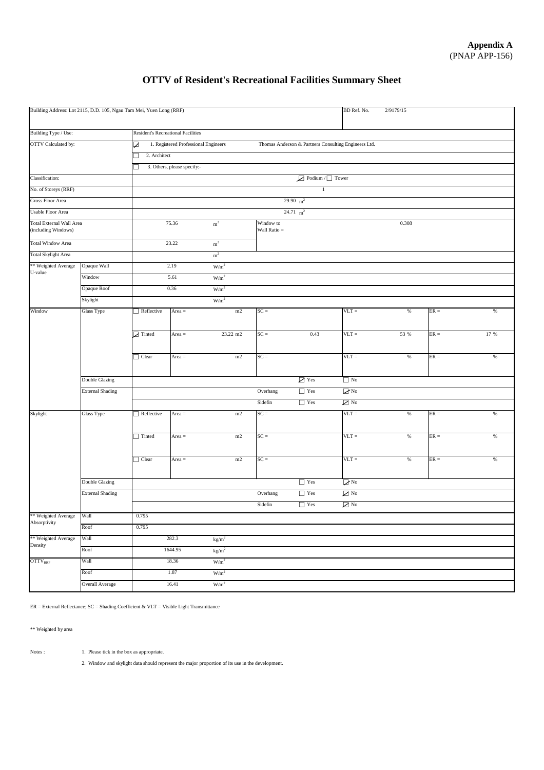**Appendix A**
(PNAP APP-156)

# OTTV of Resident's Recreational Facilities Summary Sheet

| Building Address: Lot 2115, D.D. 105, Ngau Tam Mei, Yuen Long (RRF) | | | | | | | BD Ref. No. | 2/9179/15 | | |
|---|---|---|---|---|---|---|---|---|---|---|
| Building Type / Use: | | Resident's Recreational Facilities | | | | | | | | |
| OTTV Calculated by: | | ☑ 1. Registered Professional Engineers | | | Thomas Anderson & Partners Consulting Engineers Ltd. | | | | | |
| | | ☐ 2. Architect | | | | | | | | |
| | | ☐ 3. Others, please specify:- | | | | | | | | |
| Classification: | | ☑ Podium / ☐ Tower | | | | | | | | |
| No. of Storeys (RRF) | | 1 | | | | | | | | |
| Gross Floor Area | | 29.90 $m^2$ | | | | | | | | |
| Usable Floor Area | | 24.71 $m^2$ | | | | | | | | |
| Total External Wall Area (including Windows) | | 75.36 | | $m^2$ | Window to Wall Ratio = | | 0.308 | | | |
| Total Window Area | | 23.22 | | $m^2$ | | | | | | |
| Total Skylight Area | | | | $m^2$ | | | | | | |
| ** Weighted Average U-value | Opaque Wall | 2.19 | | $W/m^2$ | | | | | | |
| | Window | 5.61 | | $W/m^2$ | | | | | | |
| | Opaque Roof | 0.36 | | $W/m^2$ | | | | | | |
| | Skylight | | | $W/m^2$ | | | | | | |
| Window | Glass Type | ☐ Reflective | Area = | m2 | SC = | | VLT = | % | ER = | % |
| | | ☑ Tinted | Area = | 23.22 m2 | SC = | 0.43 | VLT = | 53 % | ER = | 17 % |
| | | ☐ Clear | Area = | m2 | SC = | | VLT = | % | ER = | % |
| | Double Glazing | | | | | ☑ Yes | ☐ No | | | |
| | External Shading | | | | Overhang | ☐ Yes | ☑ No | | | |
| | | | | | Sidefin | ☐ Yes | ☑ No | | | |
| Skylight | Glass Type | ☐ Reflective | Area = | m2 | SC = | | VLT = | % | ER = | % |
| | | ☐ Tinted | Area = | m2 | SC = | | VLT = | % | ER = | % |
| | | ☐ Clear | Area = | m2 | SC = | | VLT = | % | ER = | % |
| | Double Glazing | | | | | ☐ Yes | ☑ No | | | |
| | External Shading | | | | Overhang | ☐ Yes | ☑ No | | | |
| | | | | | Sidefin | ☐ Yes | ☑ No | | | |
| ** Weighted Average Absorptivity | Wall | 0.795 | | | | | | | | |
| | Roof | 0.795 | | | | | | | | |
| ** Weighted Average Density | Wall | 282.3 | | $kg/m^2$ | | | | | | |
| | Roof | 1644.95 | | $kg/m^2$ | | | | | | |
| $OTTV_{RRF}$ | Wall | 18.36 | | $W/m^2$ | | | | | | |
| | Roof | 1.87 | | $W/m^2$ | | | | | | |
| | Overall Average | 16.41 | | $W/m^2$ | | | | | | |

ER = External Reflectance; SC = Shading Coefficient & VLT = Visible Light Transmittance

** Weighted by area

Notes :

1. Please tick in the box as appropriate.
2. Window and skylight data should represent the major proportion of its use in the development.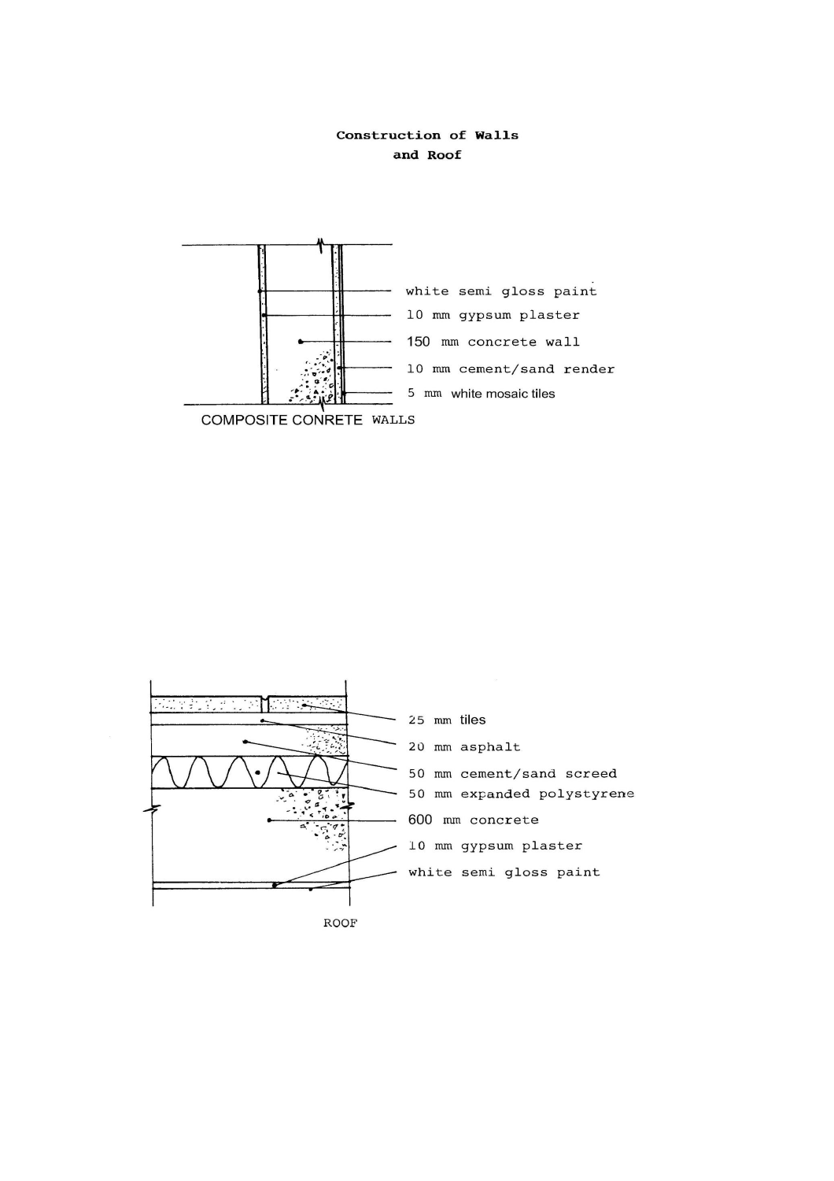**Construction of Walls and Roof**

white semi gloss paint

10 mm gypsum plaster

150 mm concrete wall

10 mm cement/sand render

5 mm white mosaic tiles

COMPOSITE CONRETE WALLS

25 mm tiles

20 mm asphalt

50 mm cement/sand screed

50 mm expanded polystyrene

600 mm concrete

10 mm gypsum plaster

white semi gloss paint

ROOF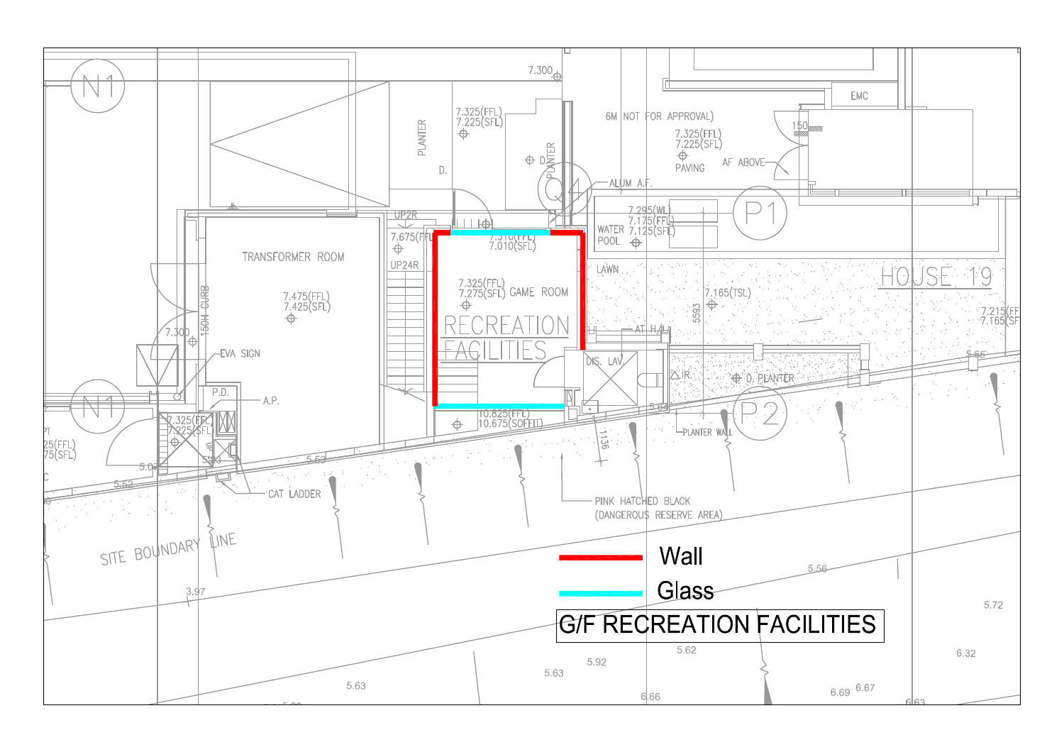Wall

Glass

G/F RECREATION FACILITIES

N1

TRANSFORMER ROOM

7.475(FFL)
7.425(SFL)

150H CURB

7.300

EVA SIGN

P.D.

A.P.

7.325(FFL)
7.225(SFL)

N1

CAT LADDER

SITE BOUNDARY LINE

PLANTER

7.325(FFL)
7.225(SFL)

D.

PLANTER

Q4

ALUM A.F.

7.300

UP2R

7.675(FFL)

UP24R

7.310(FFL)
7.010(SFL)

7.325(FFL)
7.275(SFL) GAME ROOM

RECREATION FACILITIES

10.825(FFL)
10.675(SOFFIT)

DIS. LAV.

6M NOT FOR APPROVAL)

7.325(FFL)
7.225(SFL)

PAVING

AF ABOVE

EMC

150

P1

7.295(WL)
7.175(FFL)
7.125(SFL)

WATER POOL

LAWN

HOUSE 19

7.165(TSL)

5593

AT H/L

7.215(FFL)
7.165(SFL)

IR

D. PLANTER

P2

PLANTER WALL

1136

PINK HATCHED BLACK
(DANGEROUS RESERVE AREA)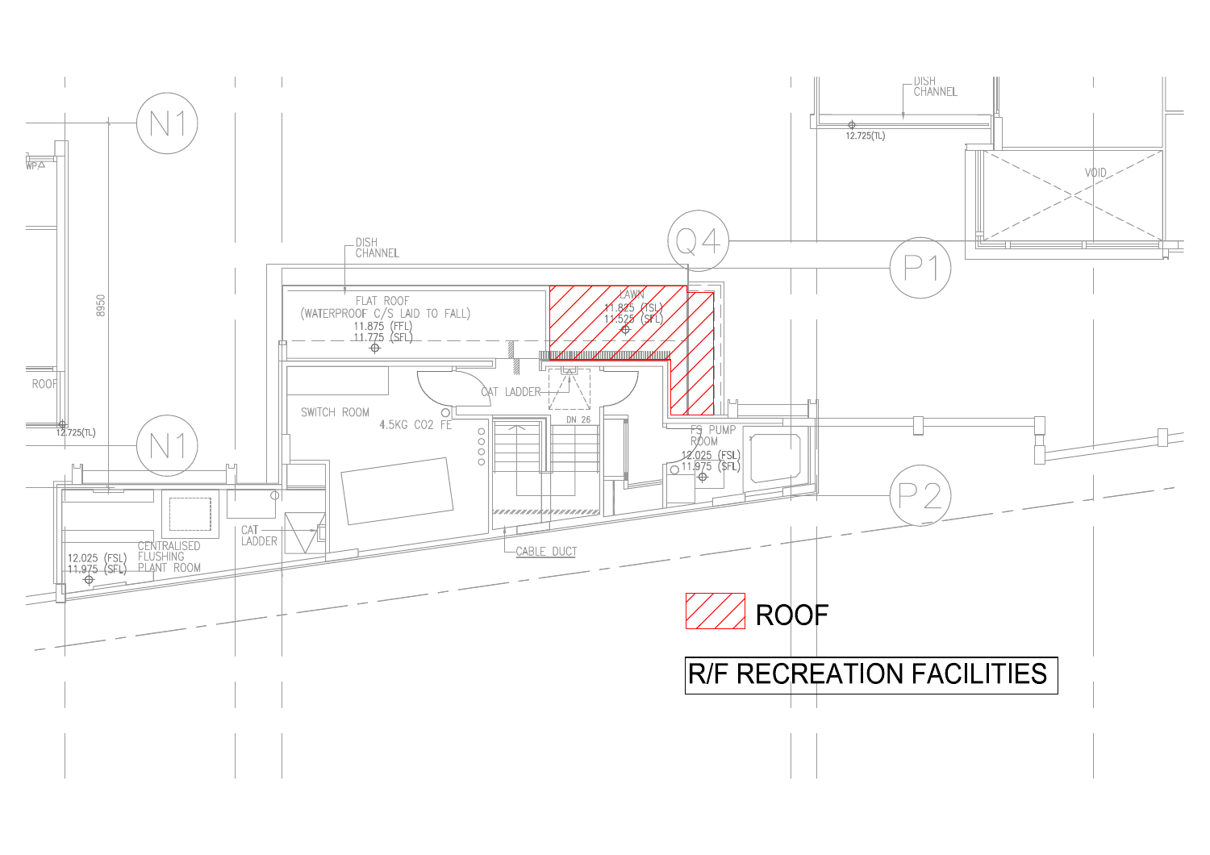N1

8950

WP

ROOF

12.725(TL)

N1

DISH CHANNEL

FLAT ROOF
(WATERPROOF C/S LAID TO FALL)
11.875 (FFL)
11.775 (SFL)

LAWN
11.825 (TSL)
11.525 (SFL)

Q4

P1

DISH CHANNEL

12.725(TL)

VOID

SWITCH ROOM

4.5KG CO2 FE

CAT LADDER

DN 26

FS PUMP ROOM
12.025 (FSL)
11.975 (SFL)

P2

CENTRALISED FLUSHING PLANT ROOM
12.025 (FSL)
11.975 (SFL)

CAT LADDER

CABLE DUCT

ROOF

R/F RECREATION FACILITIES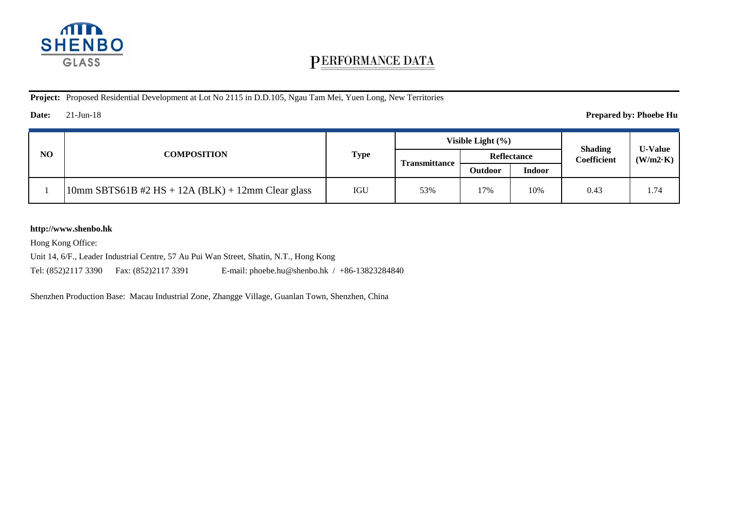# PERFORMANCE DATA

**Project:** Proposed Residential Development at Lot No 2115 in D.D.105, Ngau Tam Mei, Yuen Long, New Territories

**Date:** 21-Jun-18

**Prepared by: Phoebe Hu**

| NO | COMPOSITION | Type | Visible Light (%) | | | Shading Coefficient | U-Value (W/m2·K) |
|---|---|---|---|---|---|---|---|
| | | | Transmittance | Reflectance | | | |
| | | | | Outdoor | Indoor | | |
| 1 | 10mm SBTS61B #2 HS + 12A (BLK) + 12mm Clear glass | IGU | 53% | 17% | 10% | 0.43 | 1.74 |

**http://www.shenbo.hk**

Hong Kong Office:

Unit 14, 6/F., Leader Industrial Centre, 57 Au Pui Wan Street, Shatin, N.T., Hong Kong

Tel: (852)2117 3390 Fax: (852)2117 3391 E-mail: phoebe.hu@shenbo.hk / +86-13823284840

Shenzhen Production Base: Macau Industrial Zone, Zhangge Village, Guanlan Town, Shenzhen, China